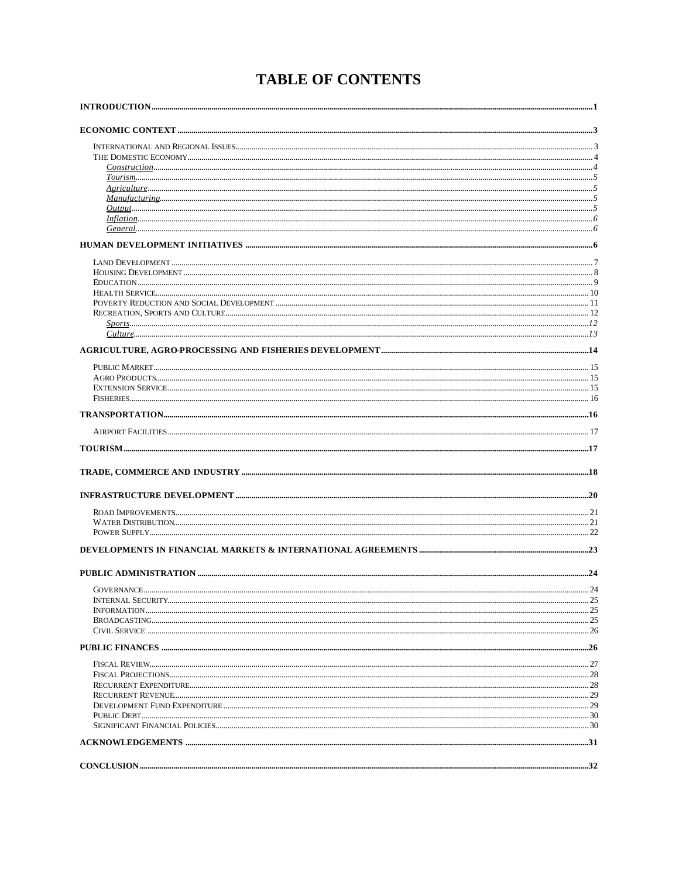# TABLE OF CONTENTS

**INTRODUCTION** .......... 1

**ECONOMIC CONTEXT** .......... 3

- International and Regional Issues .......... 3
- The Domestic Economy .......... 4
  - *Construction* .......... 4
  - *Tourism* .......... 5
  - *Agriculture* .......... 5
  - *Manufacturing* .......... 5
  - *Output* .......... 5
  - *Inflation* .......... 6
  - *General* .......... 6

**HUMAN DEVELOPMENT INITIATIVES** .......... 6

- Land Development .......... 7
- Housing Development .......... 8
- Education .......... 9
- Health Service .......... 10
- Poverty Reduction and Social Development .......... 11
- Recreation, Sports and Culture .......... 12
  - *Sports* .......... 12
  - *Culture* .......... 13

**AGRICULTURE, AGRO-PROCESSING AND FISHERIES DEVELOPMENT** .......... 14

- Public Market .......... 15
- Agro Products .......... 15
- Extension Service .......... 15
- Fisheries .......... 16

**TRANSPORTATION** .......... 16

- Airport Facilities .......... 17

**TOURISM** .......... 17

**TRADE, COMMERCE AND INDUSTRY** .......... 18

**INFRASTRUCTURE DEVELOPMENT** .......... 20

- Road Improvements .......... 21
- Water Distribution .......... 21
- Power Supply .......... 22

**DEVELOPMENTS IN FINANCIAL MARKETS & INTERNATIONAL AGREEMENTS** .......... 23

**PUBLIC ADMINISTRATION** .......... 24

- Governance .......... 24
- Internal Security .......... 25
- Information .......... 25
- Broadcasting .......... 25
- Civil Service .......... 26

**PUBLIC FINANCES** .......... 26

- Fiscal Review .......... 27
- Fiscal Projections .......... 28
- Recurrent Expenditure .......... 28
- Recurrent Revenue .......... 29
- Development Fund Expenditure .......... 29
- Public Debt .......... 30
- Significant Financial Policies .......... 30

**ACKNOWLEDGEMENTS** .......... 31

**CONCLUSION** .......... 32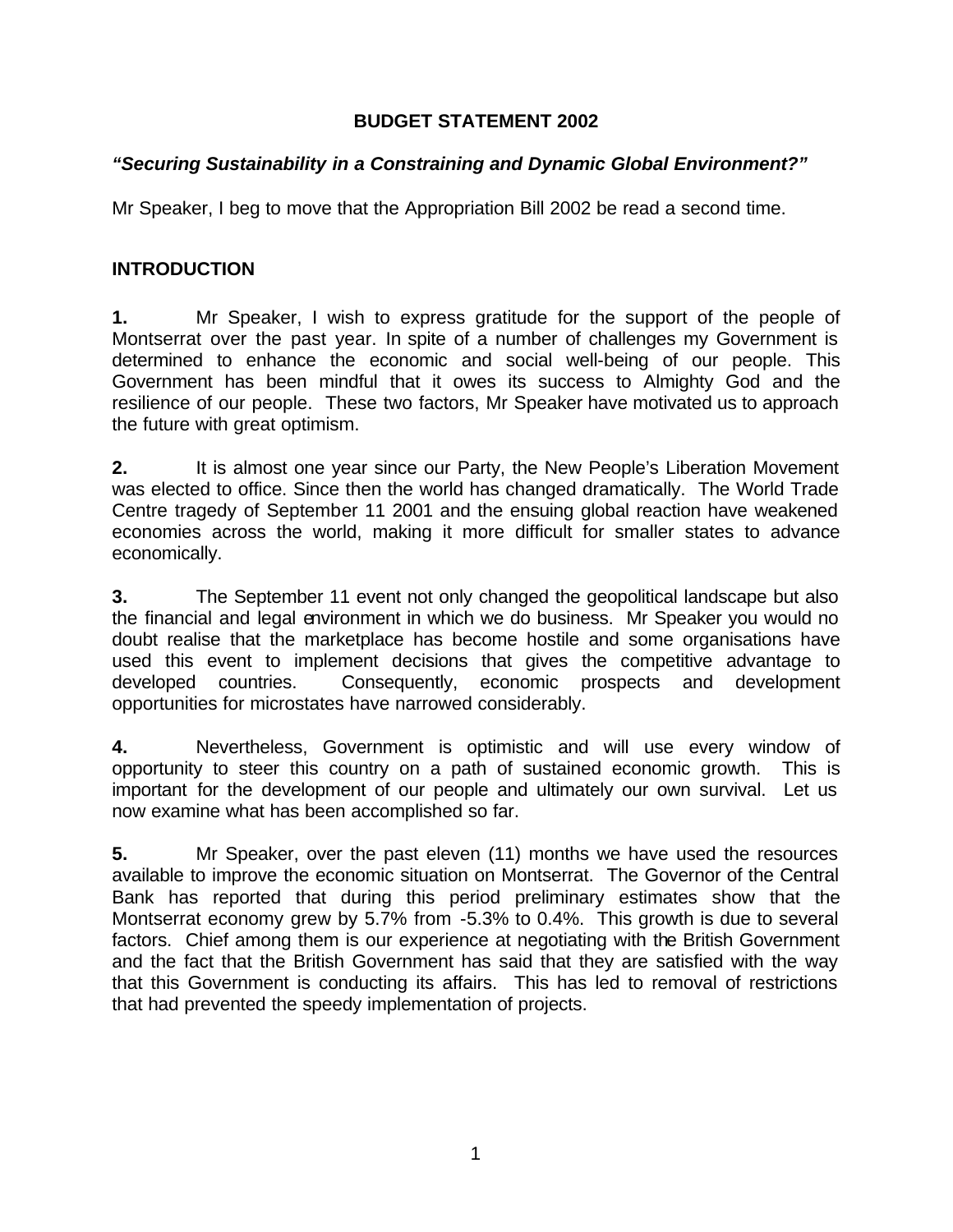**BUDGET STATEMENT 2002**

***"Securing Sustainability in a Constraining and Dynamic Global Environment?"***

Mr Speaker, I beg to move that the Appropriation Bill 2002 be read a second time.

## INTRODUCTION

**1.** Mr Speaker, I wish to express gratitude for the support of the people of Montserrat over the past year. In spite of a number of challenges my Government is determined to enhance the economic and social well-being of our people. This Government has been mindful that it owes its success to Almighty God and the resilience of our people. These two factors, Mr Speaker have motivated us to approach the future with great optimism.

**2.** It is almost one year since our Party, the New People's Liberation Movement was elected to office. Since then the world has changed dramatically. The World Trade Centre tragedy of September 11 2001 and the ensuing global reaction have weakened economies across the world, making it more difficult for smaller states to advance economically.

**3.** The September 11 event not only changed the geopolitical landscape but also the financial and legal environment in which we do business. Mr Speaker you would no doubt realise that the marketplace has become hostile and some organisations have used this event to implement decisions that gives the competitive advantage to developed countries. Consequently, economic prospects and development opportunities for microstates have narrowed considerably.

**4.** Nevertheless, Government is optimistic and will use every window of opportunity to steer this country on a path of sustained economic growth. This is important for the development of our people and ultimately our own survival. Let us now examine what has been accomplished so far.

**5.** Mr Speaker, over the past eleven (11) months we have used the resources available to improve the economic situation on Montserrat. The Governor of the Central Bank has reported that during this period preliminary estimates show that the Montserrat economy grew by 5.7% from -5.3% to 0.4%. This growth is due to several factors. Chief among them is our experience at negotiating with the British Government and the fact that the British Government has said that they are satisfied with the way that this Government is conducting its affairs. This has led to removal of restrictions that had prevented the speedy implementation of projects.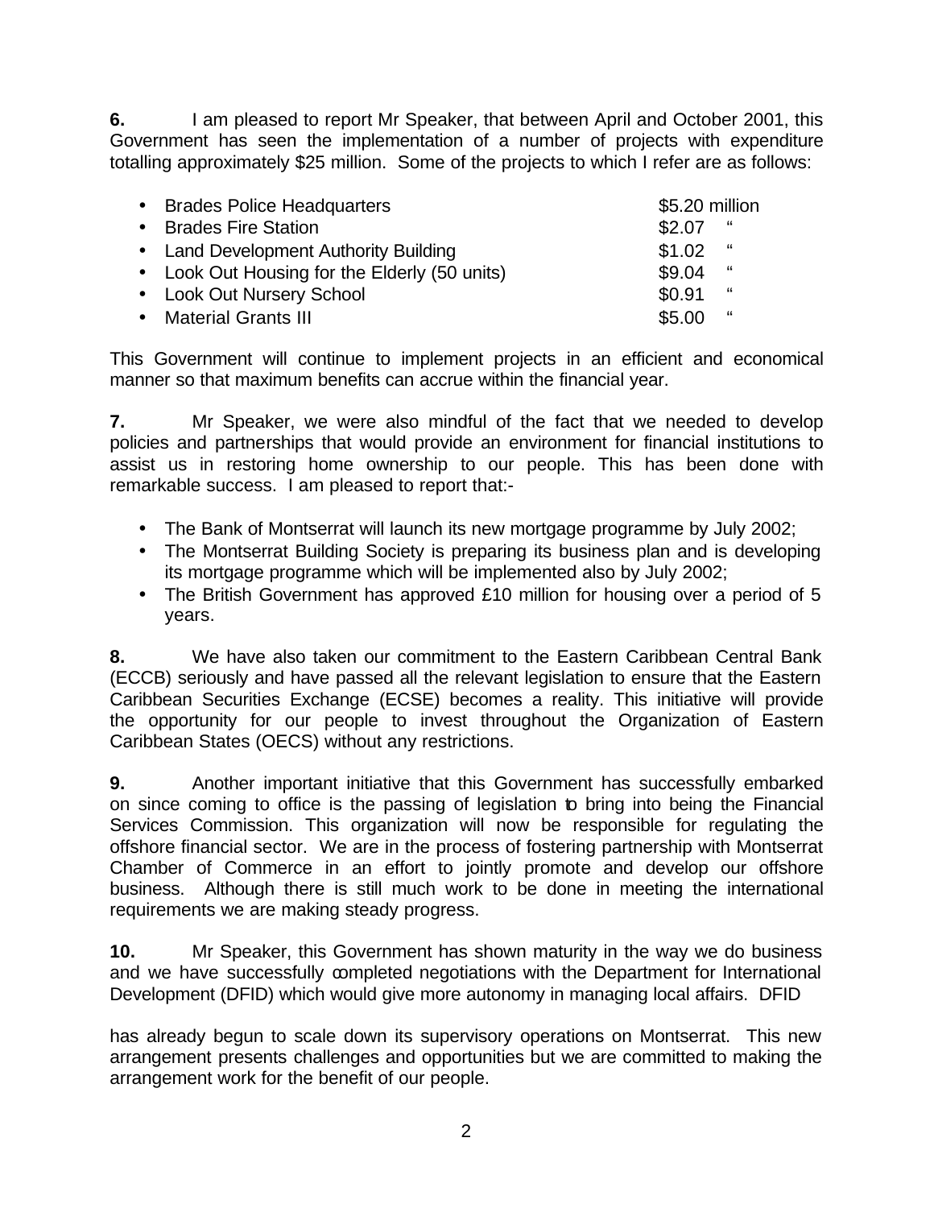**6.** I am pleased to report Mr Speaker, that between April and October 2001, this Government has seen the implementation of a number of projects with expenditure totalling approximately $25 million. Some of the projects to which I refer are as follows:

- Brades Police Headquarters $5.20 million
- Brades Fire Station $2.07 "
- Land Development Authority Building $1.02 "
- Look Out Housing for the Elderly (50 units) $9.04 "
- Look Out Nursery School $0.91 "
- Material Grants III $5.00 "

This Government will continue to implement projects in an efficient and economical manner so that maximum benefits can accrue within the financial year.

**7.** Mr Speaker, we were also mindful of the fact that we needed to develop policies and partnerships that would provide an environment for financial institutions to assist us in restoring home ownership to our people. This has been done with remarkable success. I am pleased to report that:-

- The Bank of Montserrat will launch its new mortgage programme by July 2002;
- The Montserrat Building Society is preparing its business plan and is developing its mortgage programme which will be implemented also by July 2002;
- The British Government has approved £10 million for housing over a period of 5 years.

**8.** We have also taken our commitment to the Eastern Caribbean Central Bank (ECCB) seriously and have passed all the relevant legislation to ensure that the Eastern Caribbean Securities Exchange (ECSE) becomes a reality. This initiative will provide the opportunity for our people to invest throughout the Organization of Eastern Caribbean States (OECS) without any restrictions.

**9.** Another important initiative that this Government has successfully embarked on since coming to office is the passing of legislation to bring into being the Financial Services Commission. This organization will now be responsible for regulating the offshore financial sector. We are in the process of fostering partnership with Montserrat Chamber of Commerce in an effort to jointly promote and develop our offshore business. Although there is still much work to be done in meeting the international requirements we are making steady progress.

**10.** Mr Speaker, this Government has shown maturity in the way we do business and we have successfully completed negotiations with the Department for International Development (DFID) which would give more autonomy in managing local affairs. DFID has already begun to scale down its supervisory operations on Montserrat. This new arrangement presents challenges and opportunities but we are committed to making the arrangement work for the benefit of our people.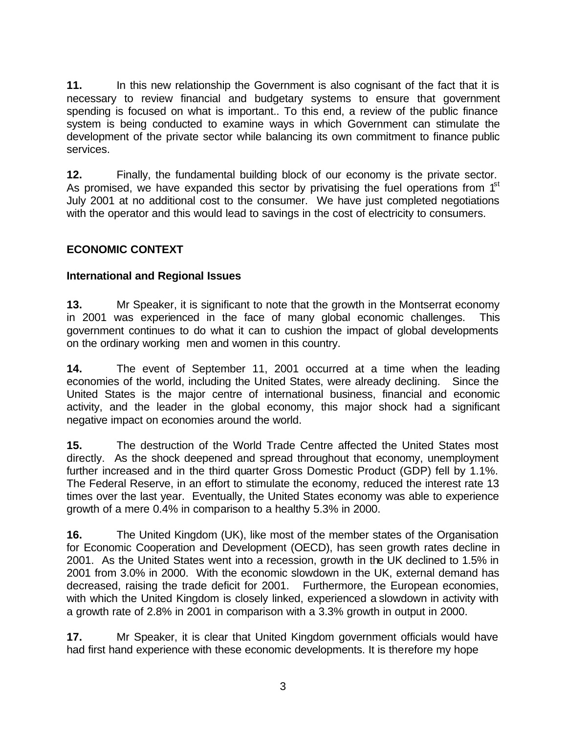**11.** In this new relationship the Government is also cognisant of the fact that it is necessary to review financial and budgetary systems to ensure that government spending is focused on what is important.. To this end, a review of the public finance system is being conducted to examine ways in which Government can stimulate the development of the private sector while balancing its own commitment to finance public services.

**12.** Finally, the fundamental building block of our economy is the private sector. As promised, we have expanded this sector by privatising the fuel operations from 1st July 2001 at no additional cost to the consumer. We have just completed negotiations with the operator and this would lead to savings in the cost of electricity to consumers.

## ECONOMIC CONTEXT

### International and Regional Issues

**13.** Mr Speaker, it is significant to note that the growth in the Montserrat economy in 2001 was experienced in the face of many global economic challenges. This government continues to do what it can to cushion the impact of global developments on the ordinary working men and women in this country.

**14.** The event of September 11, 2001 occurred at a time when the leading economies of the world, including the United States, were already declining. Since the United States is the major centre of international business, financial and economic activity, and the leader in the global economy, this major shock had a significant negative impact on economies around the world.

**15.** The destruction of the World Trade Centre affected the United States most directly. As the shock deepened and spread throughout that economy, unemployment further increased and in the third quarter Gross Domestic Product (GDP) fell by 1.1%. The Federal Reserve, in an effort to stimulate the economy, reduced the interest rate 13 times over the last year. Eventually, the United States economy was able to experience growth of a mere 0.4% in comparison to a healthy 5.3% in 2000.

**16.** The United Kingdom (UK), like most of the member states of the Organisation for Economic Cooperation and Development (OECD), has seen growth rates decline in 2001. As the United States went into a recession, growth in the UK declined to 1.5% in 2001 from 3.0% in 2000. With the economic slowdown in the UK, external demand has decreased, raising the trade deficit for 2001. Furthermore, the European economies, with which the United Kingdom is closely linked, experienced a slowdown in activity with a growth rate of 2.8% in 2001 in comparison with a 3.3% growth in output in 2000.

**17.** Mr Speaker, it is clear that United Kingdom government officials would have had first hand experience with these economic developments. It is therefore my hope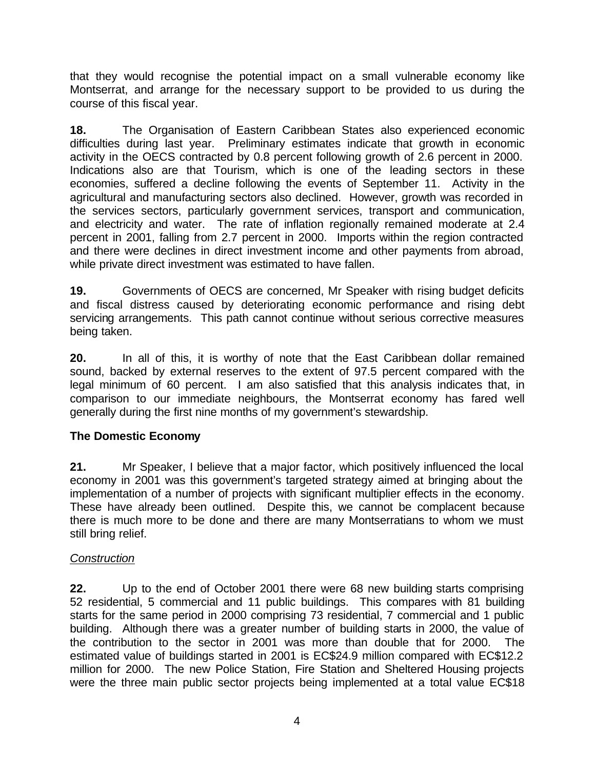that they would recognise the potential impact on a small vulnerable economy like Montserrat, and arrange for the necessary support to be provided to us during the course of this fiscal year.

**18.** The Organisation of Eastern Caribbean States also experienced economic difficulties during last year. Preliminary estimates indicate that growth in economic activity in the OECS contracted by 0.8 percent following growth of 2.6 percent in 2000. Indications also are that Tourism, which is one of the leading sectors in these economies, suffered a decline following the events of September 11. Activity in the agricultural and manufacturing sectors also declined. However, growth was recorded in the services sectors, particularly government services, transport and communication, and electricity and water. The rate of inflation regionally remained moderate at 2.4 percent in 2001, falling from 2.7 percent in 2000. Imports within the region contracted and there were declines in direct investment income and other payments from abroad, while private direct investment was estimated to have fallen.

**19.** Governments of OECS are concerned, Mr Speaker with rising budget deficits and fiscal distress caused by deteriorating economic performance and rising debt servicing arrangements. This path cannot continue without serious corrective measures being taken.

**20.** In all of this, it is worthy of note that the East Caribbean dollar remained sound, backed by external reserves to the extent of 97.5 percent compared with the legal minimum of 60 percent. I am also satisfied that this analysis indicates that, in comparison to our immediate neighbours, the Montserrat economy has fared well generally during the first nine months of my government's stewardship.

## The Domestic Economy

**21.** Mr Speaker, I believe that a major factor, which positively influenced the local economy in 2001 was this government's targeted strategy aimed at bringing about the implementation of a number of projects with significant multiplier effects in the economy. These have already been outlined. Despite this, we cannot be complacent because there is much more to be done and there are many Montserratians to whom we must still bring relief.

### *Construction*

**22.** Up to the end of October 2001 there were 68 new building starts comprising 52 residential, 5 commercial and 11 public buildings. This compares with 81 building starts for the same period in 2000 comprising 73 residential, 7 commercial and 1 public building. Although there was a greater number of building starts in 2000, the value of the contribution to the sector in 2001 was more than double that for 2000. The estimated value of buildings started in 2001 is EC$24.9 million compared with EC$12.2 million for 2000. The new Police Station, Fire Station and Sheltered Housing projects were the three main public sector projects being implemented at a total value EC$18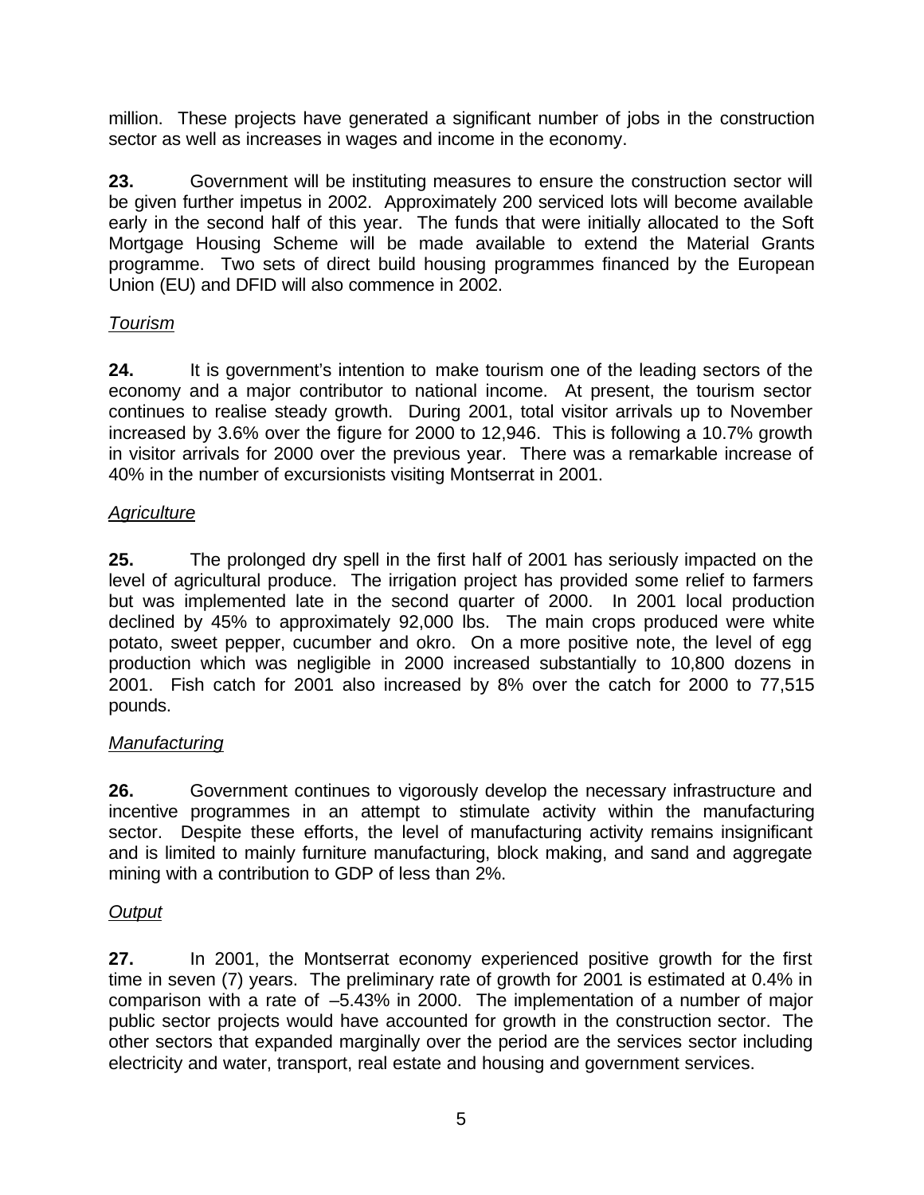million. These projects have generated a significant number of jobs in the construction sector as well as increases in wages and income in the economy.

**23.** Government will be instituting measures to ensure the construction sector will be given further impetus in 2002. Approximately 200 serviced lots will become available early in the second half of this year. The funds that were initially allocated to the Soft Mortgage Housing Scheme will be made available to extend the Material Grants programme. Two sets of direct build housing programmes financed by the European Union (EU) and DFID will also commence in 2002.

*Tourism*

**24.** It is government's intention to make tourism one of the leading sectors of the economy and a major contributor to national income. At present, the tourism sector continues to realise steady growth. During 2001, total visitor arrivals up to November increased by 3.6% over the figure for 2000 to 12,946. This is following a 10.7% growth in visitor arrivals for 2000 over the previous year. There was a remarkable increase of 40% in the number of excursionists visiting Montserrat in 2001.

*Agriculture*

**25.** The prolonged dry spell in the first half of 2001 has seriously impacted on the level of agricultural produce. The irrigation project has provided some relief to farmers but was implemented late in the second quarter of 2000. In 2001 local production declined by 45% to approximately 92,000 lbs. The main crops produced were white potato, sweet pepper, cucumber and okro. On a more positive note, the level of egg production which was negligible in 2000 increased substantially to 10,800 dozens in 2001. Fish catch for 2001 also increased by 8% over the catch for 2000 to 77,515 pounds.

*Manufacturing*

**26.** Government continues to vigorously develop the necessary infrastructure and incentive programmes in an attempt to stimulate activity within the manufacturing sector. Despite these efforts, the level of manufacturing activity remains insignificant and is limited to mainly furniture manufacturing, block making, and sand and aggregate mining with a contribution to GDP of less than 2%.

*Output*

**27.** In 2001, the Montserrat economy experienced positive growth for the first time in seven (7) years. The preliminary rate of growth for 2001 is estimated at 0.4% in comparison with a rate of –5.43% in 2000. The implementation of a number of major public sector projects would have accounted for growth in the construction sector. The other sectors that expanded marginally over the period are the services sector including electricity and water, transport, real estate and housing and government services.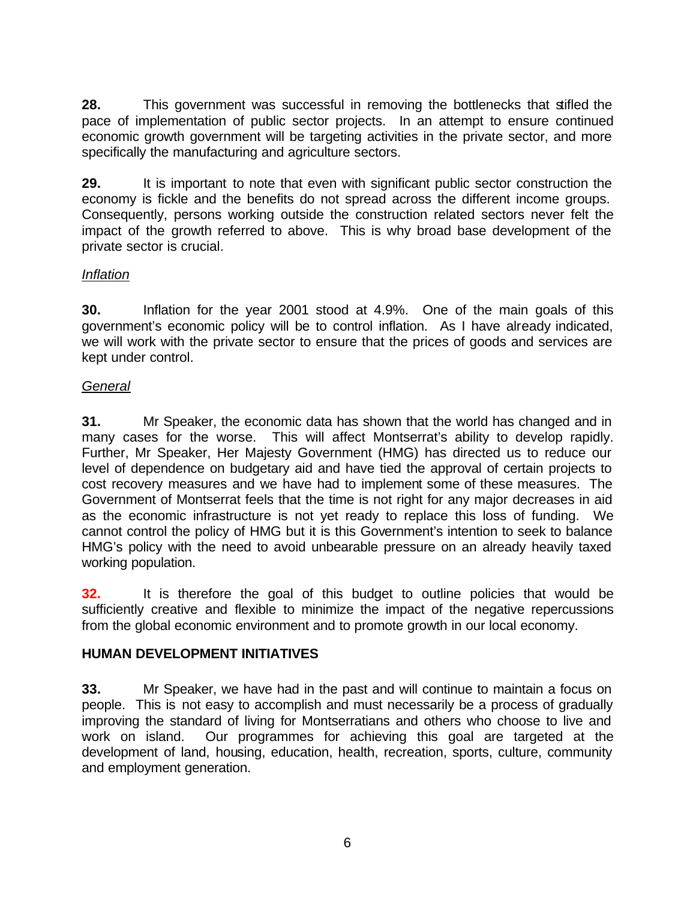**28.** This government was successful in removing the bottlenecks that stifled the pace of implementation of public sector projects. In an attempt to ensure continued economic growth government will be targeting activities in the private sector, and more specifically the manufacturing and agriculture sectors.

**29.** It is important to note that even with significant public sector construction the economy is fickle and the benefits do not spread across the different income groups. Consequently, persons working outside the construction related sectors never felt the impact of the growth referred to above. This is why broad base development of the private sector is crucial.

*Inflation*

**30.** Inflation for the year 2001 stood at 4.9%. One of the main goals of this government's economic policy will be to control inflation. As I have already indicated, we will work with the private sector to ensure that the prices of goods and services are kept under control.

*General*

**31.** Mr Speaker, the economic data has shown that the world has changed and in many cases for the worse. This will affect Montserrat's ability to develop rapidly. Further, Mr Speaker, Her Majesty Government (HMG) has directed us to reduce our level of dependence on budgetary aid and have tied the approval of certain projects to cost recovery measures and we have had to implement some of these measures. The Government of Montserrat feels that the time is not right for any major decreases in aid as the economic infrastructure is not yet ready to replace this loss of funding. We cannot control the policy of HMG but it is this Government's intention to seek to balance HMG's policy with the need to avoid unbearable pressure on an already heavily taxed working population.

**32.** It is therefore the goal of this budget to outline policies that would be sufficiently creative and flexible to minimize the impact of the negative repercussions from the global economic environment and to promote growth in our local economy.

## HUMAN DEVELOPMENT INITIATIVES

**33.** Mr Speaker, we have had in the past and will continue to maintain a focus on people. This is not easy to accomplish and must necessarily be a process of gradually improving the standard of living for Montserratians and others who choose to live and work on island. Our programmes for achieving this goal are targeted at the development of land, housing, education, health, recreation, sports, culture, community and employment generation.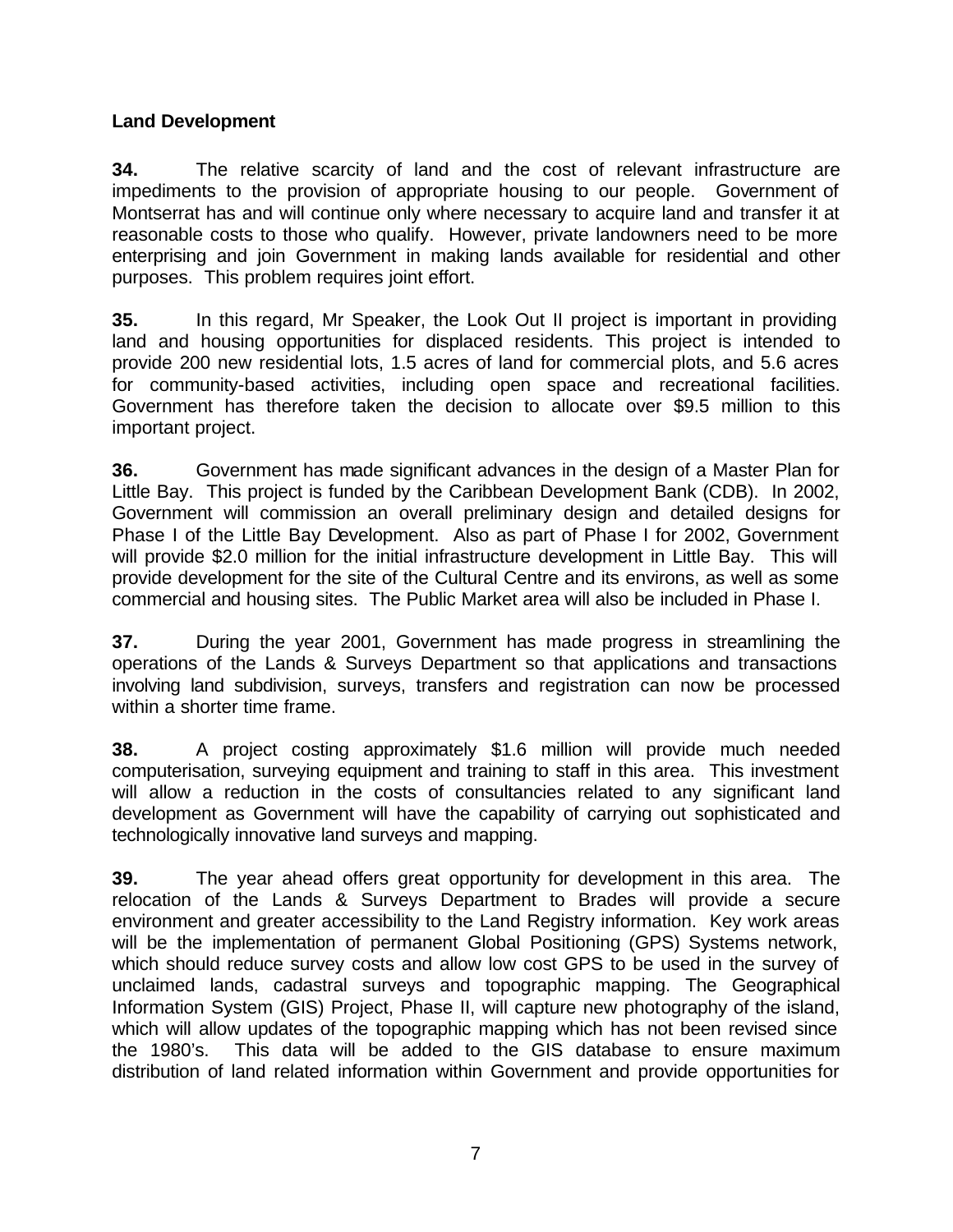**Land Development**

**34.** The relative scarcity of land and the cost of relevant infrastructure are impediments to the provision of appropriate housing to our people. Government of Montserrat has and will continue only where necessary to acquire land and transfer it at reasonable costs to those who qualify. However, private landowners need to be more enterprising and join Government in making lands available for residential and other purposes. This problem requires joint effort.

**35.** In this regard, Mr Speaker, the Look Out II project is important in providing land and housing opportunities for displaced residents. This project is intended to provide 200 new residential lots, 1.5 acres of land for commercial plots, and 5.6 acres for community-based activities, including open space and recreational facilities. Government has therefore taken the decision to allocate over $9.5 million to this important project.

**36.** Government has made significant advances in the design of a Master Plan for Little Bay. This project is funded by the Caribbean Development Bank (CDB). In 2002, Government will commission an overall preliminary design and detailed designs for Phase I of the Little Bay Development. Also as part of Phase I for 2002, Government will provide $2.0 million for the initial infrastructure development in Little Bay. This will provide development for the site of the Cultural Centre and its environs, as well as some commercial and housing sites. The Public Market area will also be included in Phase I.

**37.** During the year 2001, Government has made progress in streamlining the operations of the Lands & Surveys Department so that applications and transactions involving land subdivision, surveys, transfers and registration can now be processed within a shorter time frame.

**38.** A project costing approximately $1.6 million will provide much needed computerisation, surveying equipment and training to staff in this area. This investment will allow a reduction in the costs of consultancies related to any significant land development as Government will have the capability of carrying out sophisticated and technologically innovative land surveys and mapping.

**39.** The year ahead offers great opportunity for development in this area. The relocation of the Lands & Surveys Department to Brades will provide a secure environment and greater accessibility to the Land Registry information. Key work areas will be the implementation of permanent Global Positioning (GPS) Systems network, which should reduce survey costs and allow low cost GPS to be used in the survey of unclaimed lands, cadastral surveys and topographic mapping. The Geographical Information System (GIS) Project, Phase II, will capture new photography of the island, which will allow updates of the topographic mapping which has not been revised since the 1980's. This data will be added to the GIS database to ensure maximum distribution of land related information within Government and provide opportunities for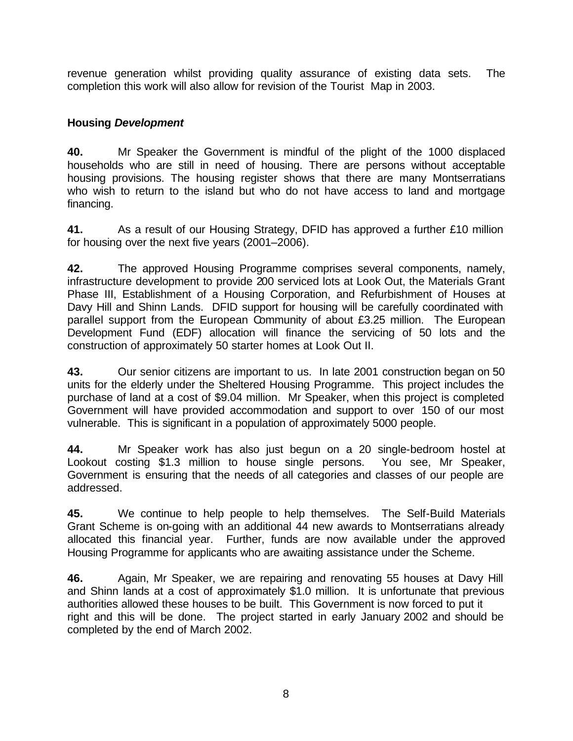revenue generation whilst providing quality assurance of existing data sets. The completion this work will also allow for revision of the Tourist Map in 2003.

### Housing *Development*

**40.** Mr Speaker the Government is mindful of the plight of the 1000 displaced households who are still in need of housing. There are persons without acceptable housing provisions. The housing register shows that there are many Montserratians who wish to return to the island but who do not have access to land and mortgage financing.

**41.** As a result of our Housing Strategy, DFID has approved a further £10 million for housing over the next five years (2001–2006).

**42.** The approved Housing Programme comprises several components, namely, infrastructure development to provide 200 serviced lots at Look Out, the Materials Grant Phase III, Establishment of a Housing Corporation, and Refurbishment of Houses at Davy Hill and Shinn Lands. DFID support for housing will be carefully coordinated with parallel support from the European Community of about £3.25 million. The European Development Fund (EDF) allocation will finance the servicing of 50 lots and the construction of approximately 50 starter homes at Look Out II.

**43.** Our senior citizens are important to us. In late 2001 construction began on 50 units for the elderly under the Sheltered Housing Programme. This project includes the purchase of land at a cost of $9.04 million. Mr Speaker, when this project is completed Government will have provided accommodation and support to over 150 of our most vulnerable. This is significant in a population of approximately 5000 people.

**44.** Mr Speaker work has also just begun on a 20 single-bedroom hostel at Lookout costing $1.3 million to house single persons. You see, Mr Speaker, Government is ensuring that the needs of all categories and classes of our people are addressed.

**45.** We continue to help people to help themselves. The Self-Build Materials Grant Scheme is on-going with an additional 44 new awards to Montserratians already allocated this financial year. Further, funds are now available under the approved Housing Programme for applicants who are awaiting assistance under the Scheme.

**46.** Again, Mr Speaker, we are repairing and renovating 55 houses at Davy Hill and Shinn lands at a cost of approximately $1.0 million. It is unfortunate that previous authorities allowed these houses to be built. This Government is now forced to put it right and this will be done. The project started in early January 2002 and should be completed by the end of March 2002.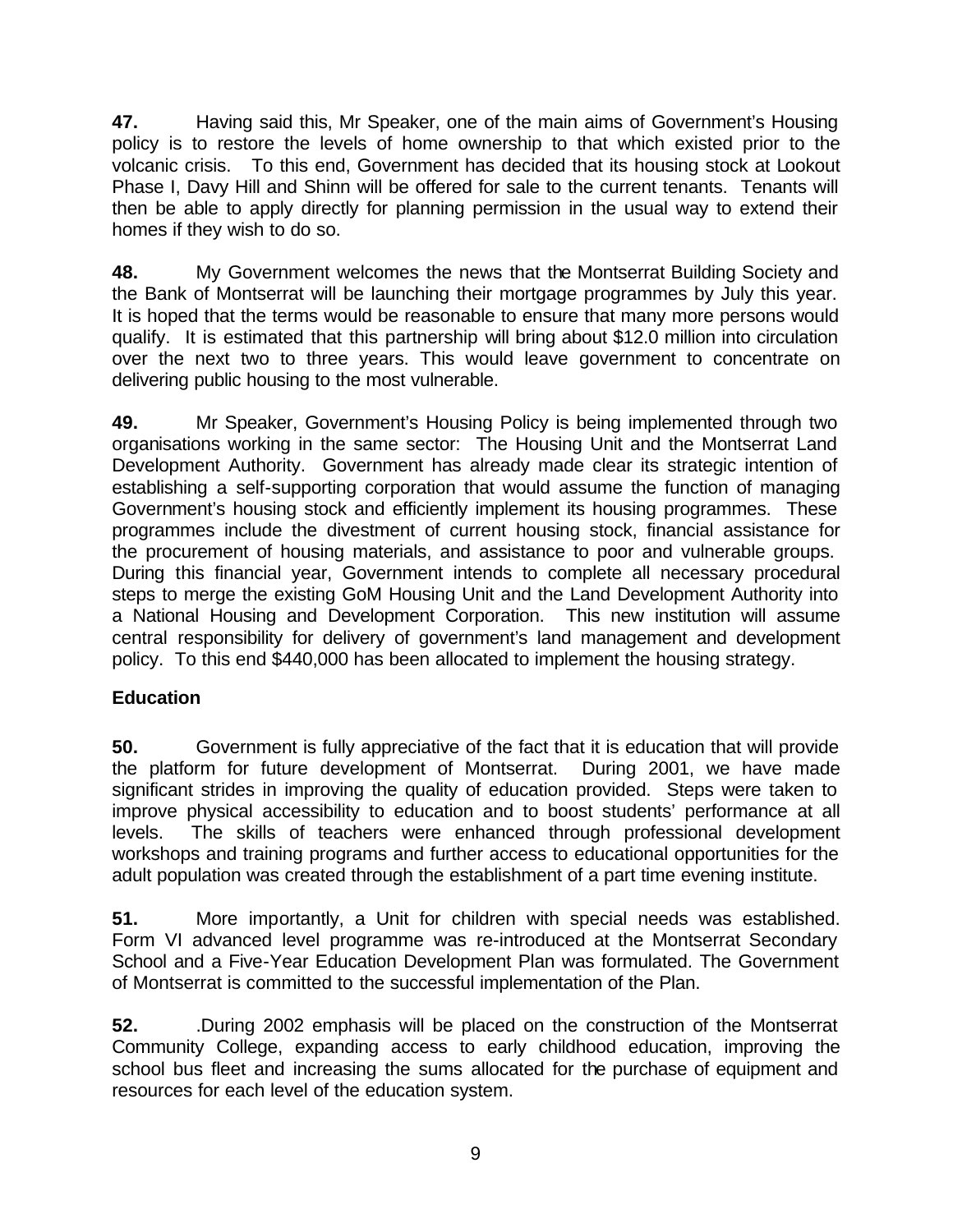**47.** Having said this, Mr Speaker, one of the main aims of Government's Housing policy is to restore the levels of home ownership to that which existed prior to the volcanic crisis. To this end, Government has decided that its housing stock at Lookout Phase I, Davy Hill and Shinn will be offered for sale to the current tenants. Tenants will then be able to apply directly for planning permission in the usual way to extend their homes if they wish to do so.

**48.** My Government welcomes the news that the Montserrat Building Society and the Bank of Montserrat will be launching their mortgage programmes by July this year. It is hoped that the terms would be reasonable to ensure that many more persons would qualify. It is estimated that this partnership will bring about $12.0 million into circulation over the next two to three years. This would leave government to concentrate on delivering public housing to the most vulnerable.

**49.** Mr Speaker, Government's Housing Policy is being implemented through two organisations working in the same sector: The Housing Unit and the Montserrat Land Development Authority. Government has already made clear its strategic intention of establishing a self-supporting corporation that would assume the function of managing Government's housing stock and efficiently implement its housing programmes. These programmes include the divestment of current housing stock, financial assistance for the procurement of housing materials, and assistance to poor and vulnerable groups. During this financial year, Government intends to complete all necessary procedural steps to merge the existing GoM Housing Unit and the Land Development Authority into a National Housing and Development Corporation. This new institution will assume central responsibility for delivery of government's land management and development policy. To this end $440,000 has been allocated to implement the housing strategy.

**Education**

**50.** Government is fully appreciative of the fact that it is education that will provide the platform for future development of Montserrat. During 2001, we have made significant strides in improving the quality of education provided. Steps were taken to improve physical accessibility to education and to boost students' performance at all levels. The skills of teachers were enhanced through professional development workshops and training programs and further access to educational opportunities for the adult population was created through the establishment of a part time evening institute.

**51.** More importantly, a Unit for children with special needs was established. Form VI advanced level programme was re-introduced at the Montserrat Secondary School and a Five-Year Education Development Plan was formulated. The Government of Montserrat is committed to the successful implementation of the Plan.

**52.** .During 2002 emphasis will be placed on the construction of the Montserrat Community College, expanding access to early childhood education, improving the school bus fleet and increasing the sums allocated for the purchase of equipment and resources for each level of the education system.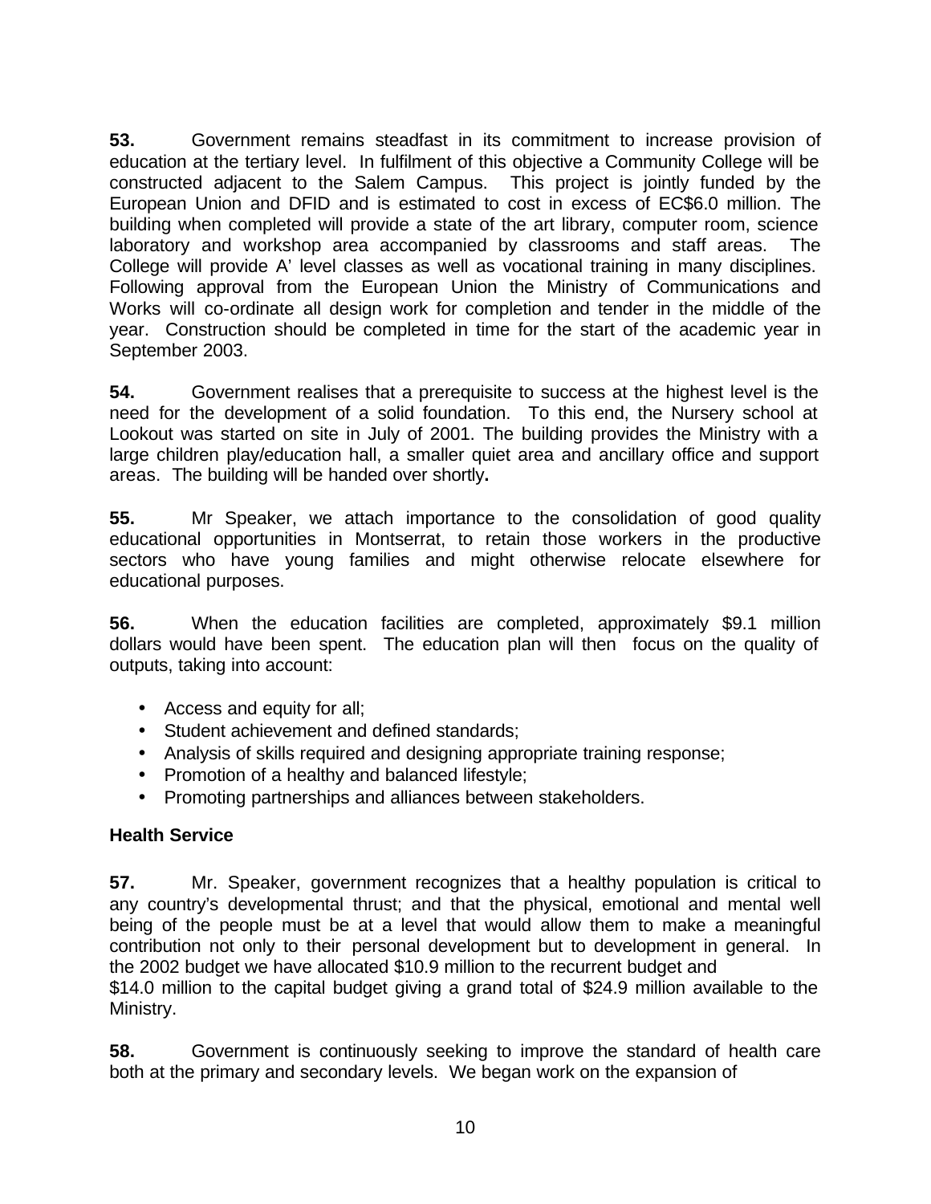**53.** Government remains steadfast in its commitment to increase provision of education at the tertiary level. In fulfilment of this objective a Community College will be constructed adjacent to the Salem Campus. This project is jointly funded by the European Union and DFID and is estimated to cost in excess of EC$6.0 million. The building when completed will provide a state of the art library, computer room, science laboratory and workshop area accompanied by classrooms and staff areas. The College will provide A' level classes as well as vocational training in many disciplines. Following approval from the European Union the Ministry of Communications and Works will co-ordinate all design work for completion and tender in the middle of the year. Construction should be completed in time for the start of the academic year in September 2003.

**54.** Government realises that a prerequisite to success at the highest level is the need for the development of a solid foundation. To this end, the Nursery school at Lookout was started on site in July of 2001. The building provides the Ministry with a large children play/education hall, a smaller quiet area and ancillary office and support areas. The building will be handed over shortly**.**

**55.** Mr Speaker, we attach importance to the consolidation of good quality educational opportunities in Montserrat, to retain those workers in the productive sectors who have young families and might otherwise relocate elsewhere for educational purposes.

**56.** When the education facilities are completed, approximately $9.1 million dollars would have been spent. The education plan will then focus on the quality of outputs, taking into account:

- Access and equity for all;
- Student achievement and defined standards;
- Analysis of skills required and designing appropriate training response;
- Promotion of a healthy and balanced lifestyle;
- Promoting partnerships and alliances between stakeholders.

**Health Service**

**57.** Mr. Speaker, government recognizes that a healthy population is critical to any country's developmental thrust; and that the physical, emotional and mental well being of the people must be at a level that would allow them to make a meaningful contribution not only to their personal development but to development in general. In the 2002 budget we have allocated $10.9 million to the recurrent budget and $14.0 million to the capital budget giving a grand total of $24.9 million available to the Ministry.

**58.** Government is continuously seeking to improve the standard of health care both at the primary and secondary levels. We began work on the expansion of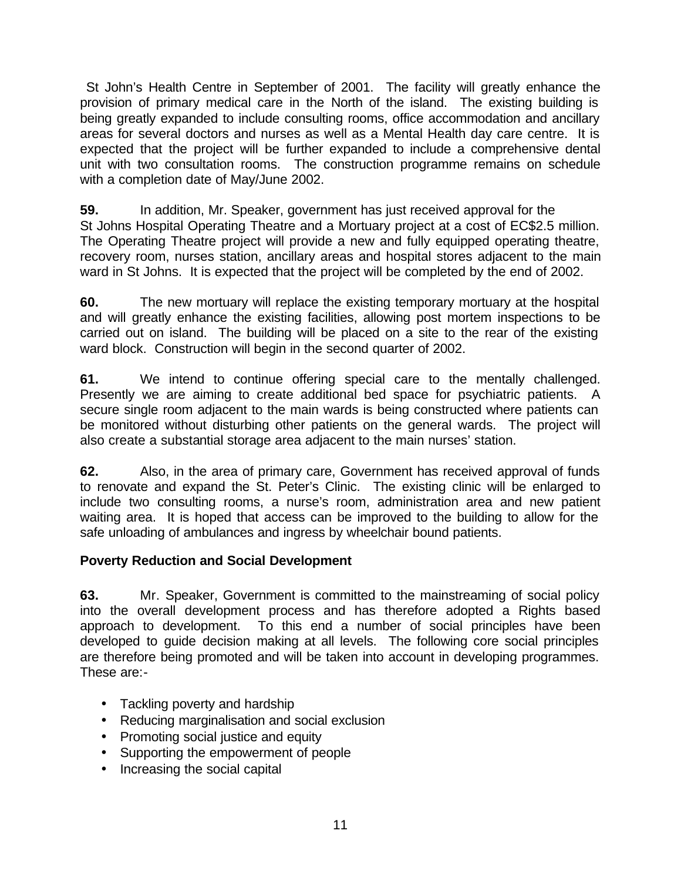St John's Health Centre in September of 2001. The facility will greatly enhance the provision of primary medical care in the North of the island. The existing building is being greatly expanded to include consulting rooms, office accommodation and ancillary areas for several doctors and nurses as well as a Mental Health day care centre. It is expected that the project will be further expanded to include a comprehensive dental unit with two consultation rooms. The construction programme remains on schedule with a completion date of May/June 2002.

**59.** In addition, Mr. Speaker, government has just received approval for the St Johns Hospital Operating Theatre and a Mortuary project at a cost of EC$2.5 million. The Operating Theatre project will provide a new and fully equipped operating theatre, recovery room, nurses station, ancillary areas and hospital stores adjacent to the main ward in St Johns. It is expected that the project will be completed by the end of 2002.

**60.** The new mortuary will replace the existing temporary mortuary at the hospital and will greatly enhance the existing facilities, allowing post mortem inspections to be carried out on island. The building will be placed on a site to the rear of the existing ward block. Construction will begin in the second quarter of 2002.

**61.** We intend to continue offering special care to the mentally challenged. Presently we are aiming to create additional bed space for psychiatric patients. A secure single room adjacent to the main wards is being constructed where patients can be monitored without disturbing other patients on the general wards. The project will also create a substantial storage area adjacent to the main nurses' station.

**62.** Also, in the area of primary care, Government has received approval of funds to renovate and expand the St. Peter's Clinic. The existing clinic will be enlarged to include two consulting rooms, a nurse's room, administration area and new patient waiting area. It is hoped that access can be improved to the building to allow for the safe unloading of ambulances and ingress by wheelchair bound patients.

**Poverty Reduction and Social Development**

**63.** Mr. Speaker, Government is committed to the mainstreaming of social policy into the overall development process and has therefore adopted a Rights based approach to development. To this end a number of social principles have been developed to guide decision making at all levels. The following core social principles are therefore being promoted and will be taken into account in developing programmes. These are:-

- Tackling poverty and hardship
- Reducing marginalisation and social exclusion
- Promoting social justice and equity
- Supporting the empowerment of people
- Increasing the social capital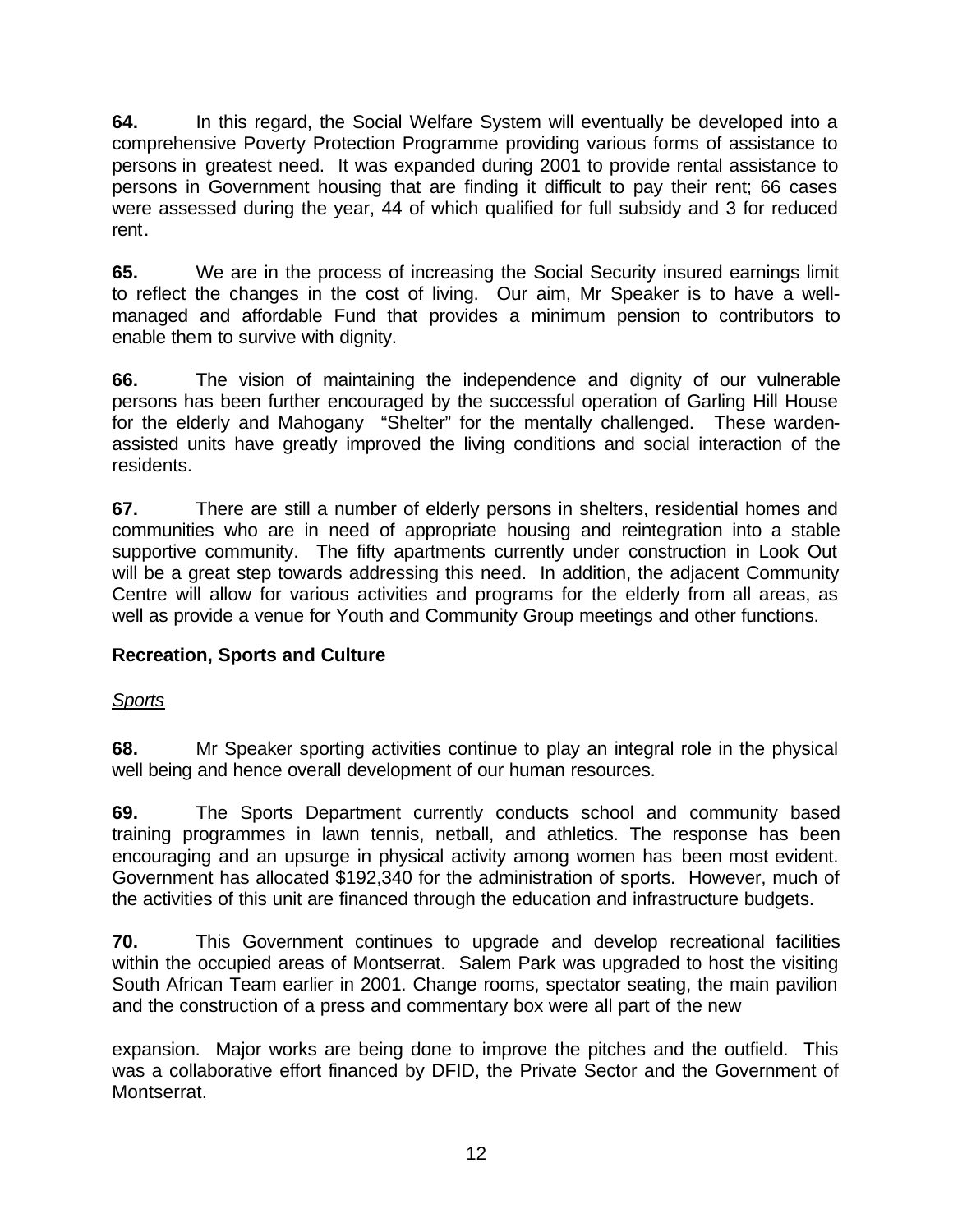**64.** In this regard, the Social Welfare System will eventually be developed into a comprehensive Poverty Protection Programme providing various forms of assistance to persons in greatest need. It was expanded during 2001 to provide rental assistance to persons in Government housing that are finding it difficult to pay their rent; 66 cases were assessed during the year, 44 of which qualified for full subsidy and 3 for reduced rent.

**65.** We are in the process of increasing the Social Security insured earnings limit to reflect the changes in the cost of living. Our aim, Mr Speaker is to have a well-managed and affordable Fund that provides a minimum pension to contributors to enable them to survive with dignity.

**66.** The vision of maintaining the independence and dignity of our vulnerable persons has been further encouraged by the successful operation of Garling Hill House for the elderly and Mahogany "Shelter" for the mentally challenged. These warden-assisted units have greatly improved the living conditions and social interaction of the residents.

**67.** There are still a number of elderly persons in shelters, residential homes and communities who are in need of appropriate housing and reintegration into a stable supportive community. The fifty apartments currently under construction in Look Out will be a great step towards addressing this need. In addition, the adjacent Community Centre will allow for various activities and programs for the elderly from all areas, as well as provide a venue for Youth and Community Group meetings and other functions.

### Recreation, Sports and Culture

*Sports*

**68.** Mr Speaker sporting activities continue to play an integral role in the physical well being and hence overall development of our human resources.

**69.** The Sports Department currently conducts school and community based training programmes in lawn tennis, netball, and athletics. The response has been encouraging and an upsurge in physical activity among women has been most evident. Government has allocated $192,340 for the administration of sports. However, much of the activities of this unit are financed through the education and infrastructure budgets.

**70.** This Government continues to upgrade and develop recreational facilities within the occupied areas of Montserrat. Salem Park was upgraded to host the visiting South African Team earlier in 2001. Change rooms, spectator seating, the main pavilion and the construction of a press and commentary box were all part of the new expansion. Major works are being done to improve the pitches and the outfield. This was a collaborative effort financed by DFID, the Private Sector and the Government of Montserrat.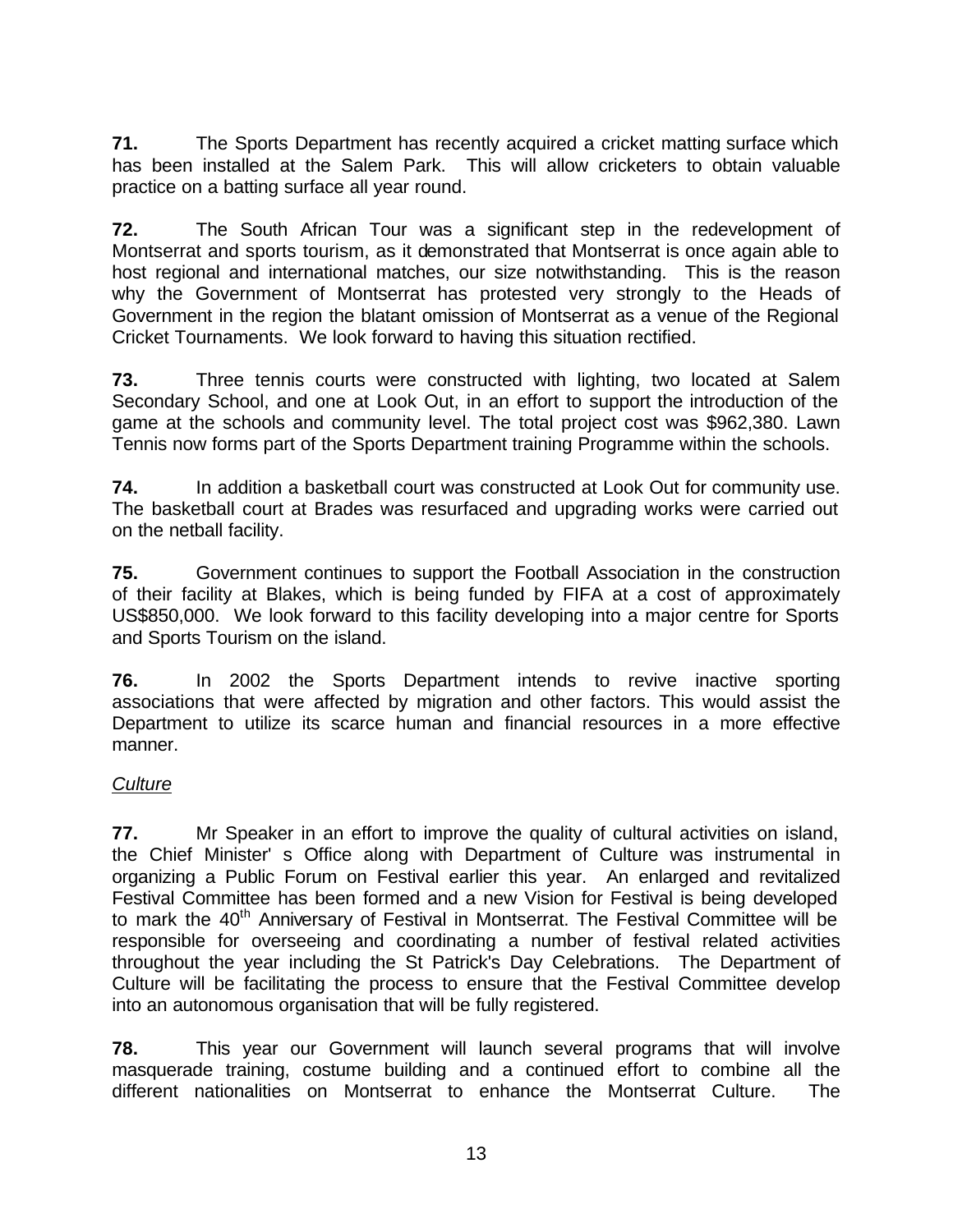**71.** The Sports Department has recently acquired a cricket matting surface which has been installed at the Salem Park. This will allow cricketers to obtain valuable practice on a batting surface all year round.

**72.** The South African Tour was a significant step in the redevelopment of Montserrat and sports tourism, as it demonstrated that Montserrat is once again able to host regional and international matches, our size notwithstanding. This is the reason why the Government of Montserrat has protested very strongly to the Heads of Government in the region the blatant omission of Montserrat as a venue of the Regional Cricket Tournaments. We look forward to having this situation rectified.

**73.** Three tennis courts were constructed with lighting, two located at Salem Secondary School, and one at Look Out, in an effort to support the introduction of the game at the schools and community level. The total project cost was $962,380. Lawn Tennis now forms part of the Sports Department training Programme within the schools.

**74.** In addition a basketball court was constructed at Look Out for community use. The basketball court at Brades was resurfaced and upgrading works were carried out on the netball facility.

**75.** Government continues to support the Football Association in the construction of their facility at Blakes, which is being funded by FIFA at a cost of approximately US$850,000. We look forward to this facility developing into a major centre for Sports and Sports Tourism on the island.

**76.** In 2002 the Sports Department intends to revive inactive sporting associations that were affected by migration and other factors. This would assist the Department to utilize its scarce human and financial resources in a more effective manner.

*Culture*

**77.** Mr Speaker in an effort to improve the quality of cultural activities on island, the Chief Minister' s Office along with Department of Culture was instrumental in organizing a Public Forum on Festival earlier this year. An enlarged and revitalized Festival Committee has been formed and a new Vision for Festival is being developed to mark the 40th Anniversary of Festival in Montserrat. The Festival Committee will be responsible for overseeing and coordinating a number of festival related activities throughout the year including the St Patrick's Day Celebrations. The Department of Culture will be facilitating the process to ensure that the Festival Committee develop into an autonomous organisation that will be fully registered.

**78.** This year our Government will launch several programs that will involve masquerade training, costume building and a continued effort to combine all the different nationalities on Montserrat to enhance the Montserrat Culture. The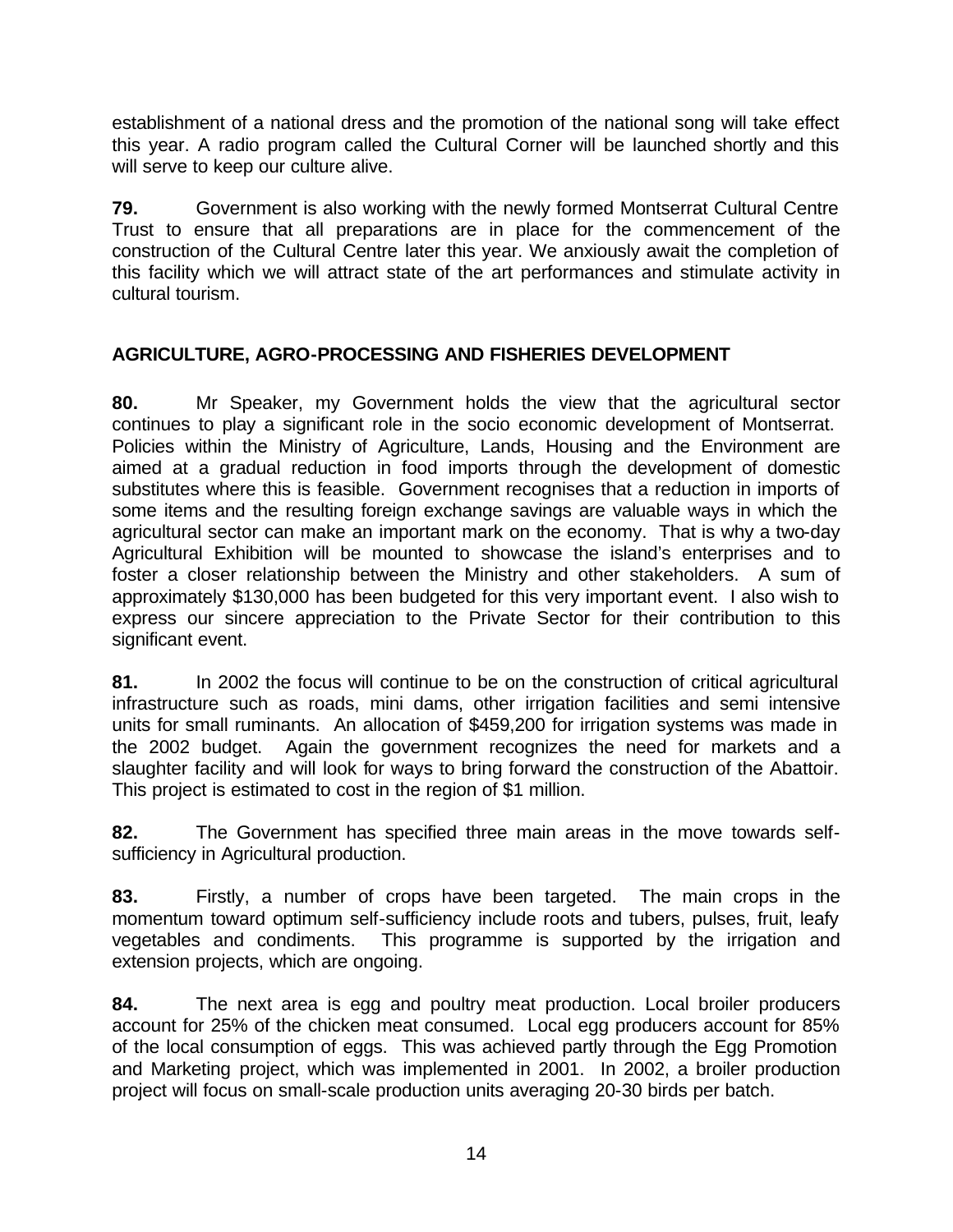establishment of a national dress and the promotion of the national song will take effect this year. A radio program called the Cultural Corner will be launched shortly and this will serve to keep our culture alive.

**79.** Government is also working with the newly formed Montserrat Cultural Centre Trust to ensure that all preparations are in place for the commencement of the construction of the Cultural Centre later this year. We anxiously await the completion of this facility which we will attract state of the art performances and stimulate activity in cultural tourism.

**AGRICULTURE, AGRO-PROCESSING AND FISHERIES DEVELOPMENT**

**80.** Mr Speaker, my Government holds the view that the agricultural sector continues to play a significant role in the socio economic development of Montserrat. Policies within the Ministry of Agriculture, Lands, Housing and the Environment are aimed at a gradual reduction in food imports through the development of domestic substitutes where this is feasible. Government recognises that a reduction in imports of some items and the resulting foreign exchange savings are valuable ways in which the agricultural sector can make an important mark on the economy. That is why a two-day Agricultural Exhibition will be mounted to showcase the island's enterprises and to foster a closer relationship between the Ministry and other stakeholders. A sum of approximately $130,000 has been budgeted for this very important event. I also wish to express our sincere appreciation to the Private Sector for their contribution to this significant event.

**81.** In 2002 the focus will continue to be on the construction of critical agricultural infrastructure such as roads, mini dams, other irrigation facilities and semi intensive units for small ruminants. An allocation of $459,200 for irrigation systems was made in the 2002 budget. Again the government recognizes the need for markets and a slaughter facility and will look for ways to bring forward the construction of the Abattoir. This project is estimated to cost in the region of $1 million.

**82.** The Government has specified three main areas in the move towards self-sufficiency in Agricultural production.

**83.** Firstly, a number of crops have been targeted. The main crops in the momentum toward optimum self-sufficiency include roots and tubers, pulses, fruit, leafy vegetables and condiments. This programme is supported by the irrigation and extension projects, which are ongoing.

**84.** The next area is egg and poultry meat production. Local broiler producers account for 25% of the chicken meat consumed. Local egg producers account for 85% of the local consumption of eggs. This was achieved partly through the Egg Promotion and Marketing project, which was implemented in 2001. In 2002, a broiler production project will focus on small-scale production units averaging 20-30 birds per batch.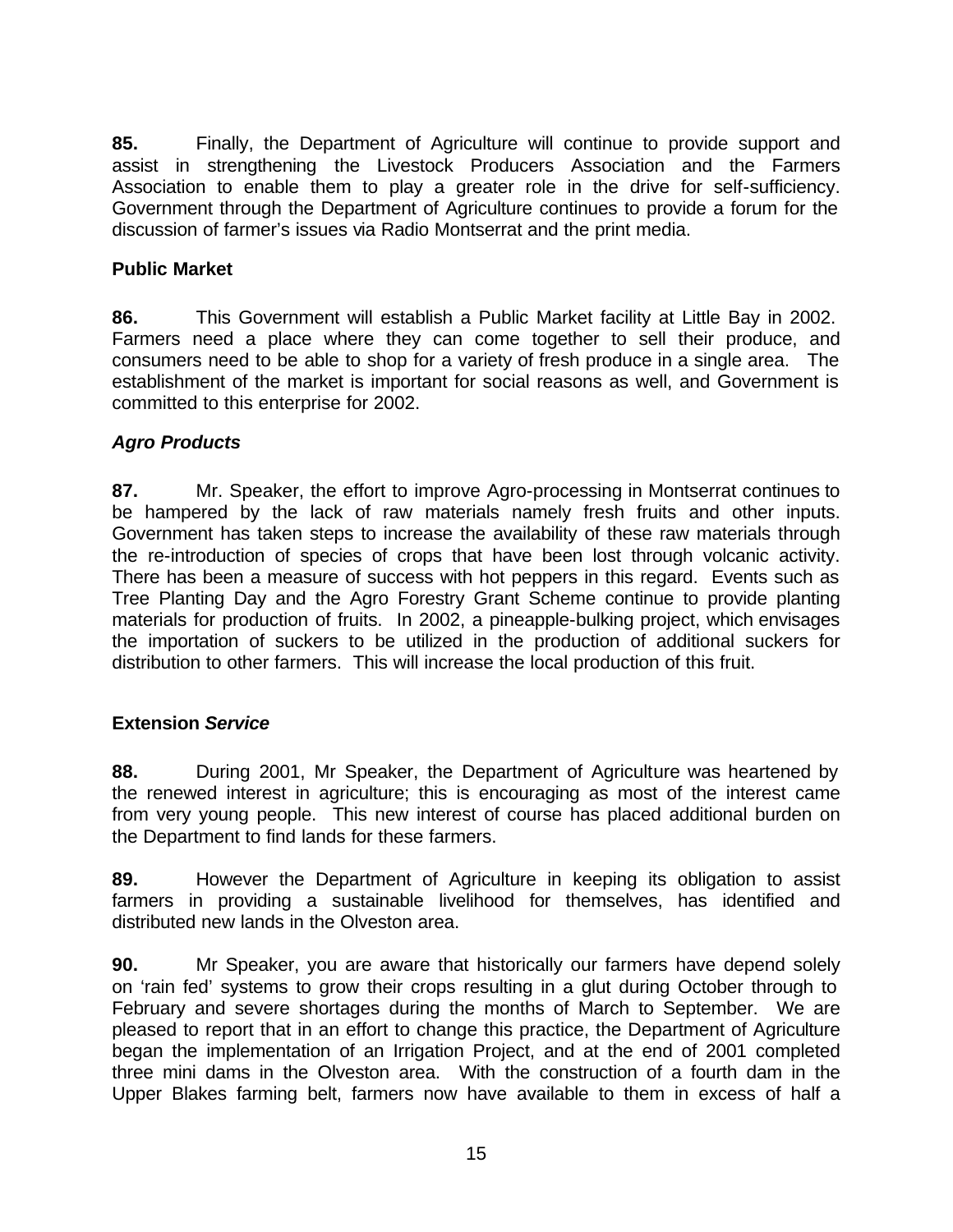**85.** Finally, the Department of Agriculture will continue to provide support and assist in strengthening the Livestock Producers Association and the Farmers Association to enable them to play a greater role in the drive for self-sufficiency. Government through the Department of Agriculture continues to provide a forum for the discussion of farmer's issues via Radio Montserrat and the print media.

**Public Market**

**86.** This Government will establish a Public Market facility at Little Bay in 2002. Farmers need a place where they can come together to sell their produce, and consumers need to be able to shop for a variety of fresh produce in a single area. The establishment of the market is important for social reasons as well, and Government is committed to this enterprise for 2002.

***Agro Products***

**87.** Mr. Speaker, the effort to improve Agro-processing in Montserrat continues to be hampered by the lack of raw materials namely fresh fruits and other inputs. Government has taken steps to increase the availability of these raw materials through the re-introduction of species of crops that have been lost through volcanic activity. There has been a measure of success with hot peppers in this regard. Events such as Tree Planting Day and the Agro Forestry Grant Scheme continue to provide planting materials for production of fruits. In 2002, a pineapple-bulking project, which envisages the importation of suckers to be utilized in the production of additional suckers for distribution to other farmers. This will increase the local production of this fruit.

**Extension *Service***

**88.** During 2001, Mr Speaker, the Department of Agriculture was heartened by the renewed interest in agriculture; this is encouraging as most of the interest came from very young people. This new interest of course has placed additional burden on the Department to find lands for these farmers.

**89.** However the Department of Agriculture in keeping its obligation to assist farmers in providing a sustainable livelihood for themselves, has identified and distributed new lands in the Olveston area.

**90.** Mr Speaker, you are aware that historically our farmers have depend solely on 'rain fed' systems to grow their crops resulting in a glut during October through to February and severe shortages during the months of March to September. We are pleased to report that in an effort to change this practice, the Department of Agriculture began the implementation of an Irrigation Project, and at the end of 2001 completed three mini dams in the Olveston area. With the construction of a fourth dam in the Upper Blakes farming belt, farmers now have available to them in excess of half a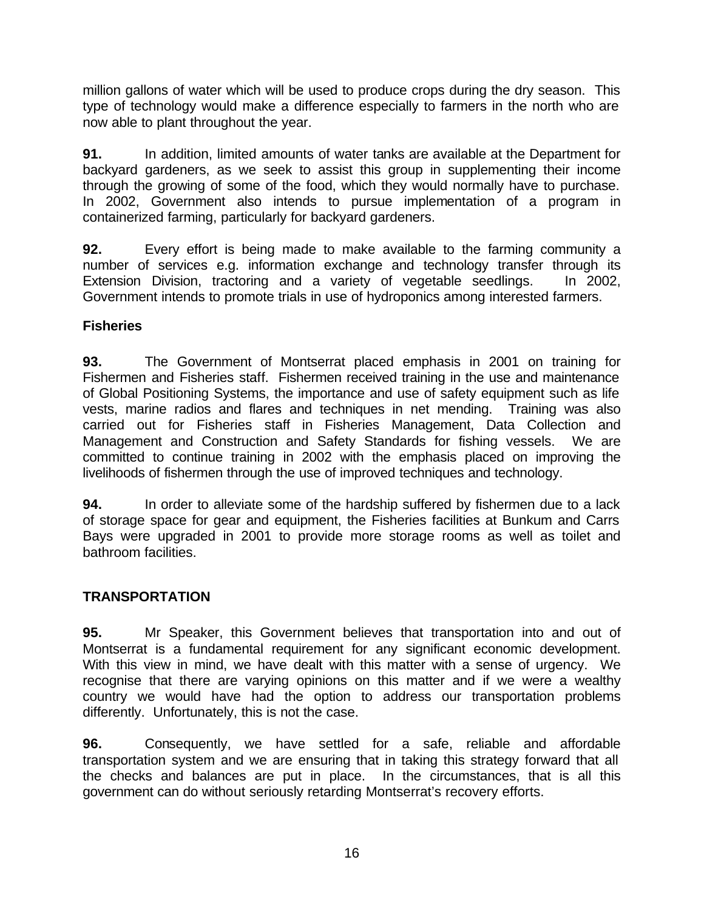million gallons of water which will be used to produce crops during the dry season. This type of technology would make a difference especially to farmers in the north who are now able to plant throughout the year.

**91.** In addition, limited amounts of water tanks are available at the Department for backyard gardeners, as we seek to assist this group in supplementing their income through the growing of some of the food, which they would normally have to purchase. In 2002, Government also intends to pursue implementation of a program in containerized farming, particularly for backyard gardeners.

**92.** Every effort is being made to make available to the farming community a number of services e.g. information exchange and technology transfer through its Extension Division, tractoring and a variety of vegetable seedlings. In 2002, Government intends to promote trials in use of hydroponics among interested farmers.

**Fisheries**

**93.** The Government of Montserrat placed emphasis in 2001 on training for Fishermen and Fisheries staff. Fishermen received training in the use and maintenance of Global Positioning Systems, the importance and use of safety equipment such as life vests, marine radios and flares and techniques in net mending. Training was also carried out for Fisheries staff in Fisheries Management, Data Collection and Management and Construction and Safety Standards for fishing vessels. We are committed to continue training in 2002 with the emphasis placed on improving the livelihoods of fishermen through the use of improved techniques and technology.

**94.** In order to alleviate some of the hardship suffered by fishermen due to a lack of storage space for gear and equipment, the Fisheries facilities at Bunkum and Carrs Bays were upgraded in 2001 to provide more storage rooms as well as toilet and bathroom facilities.

**TRANSPORTATION**

**95.** Mr Speaker, this Government believes that transportation into and out of Montserrat is a fundamental requirement for any significant economic development. With this view in mind, we have dealt with this matter with a sense of urgency. We recognise that there are varying opinions on this matter and if we were a wealthy country we would have had the option to address our transportation problems differently. Unfortunately, this is not the case.

**96.** Consequently, we have settled for a safe, reliable and affordable transportation system and we are ensuring that in taking this strategy forward that all the checks and balances are put in place. In the circumstances, that is all this government can do without seriously retarding Montserrat's recovery efforts.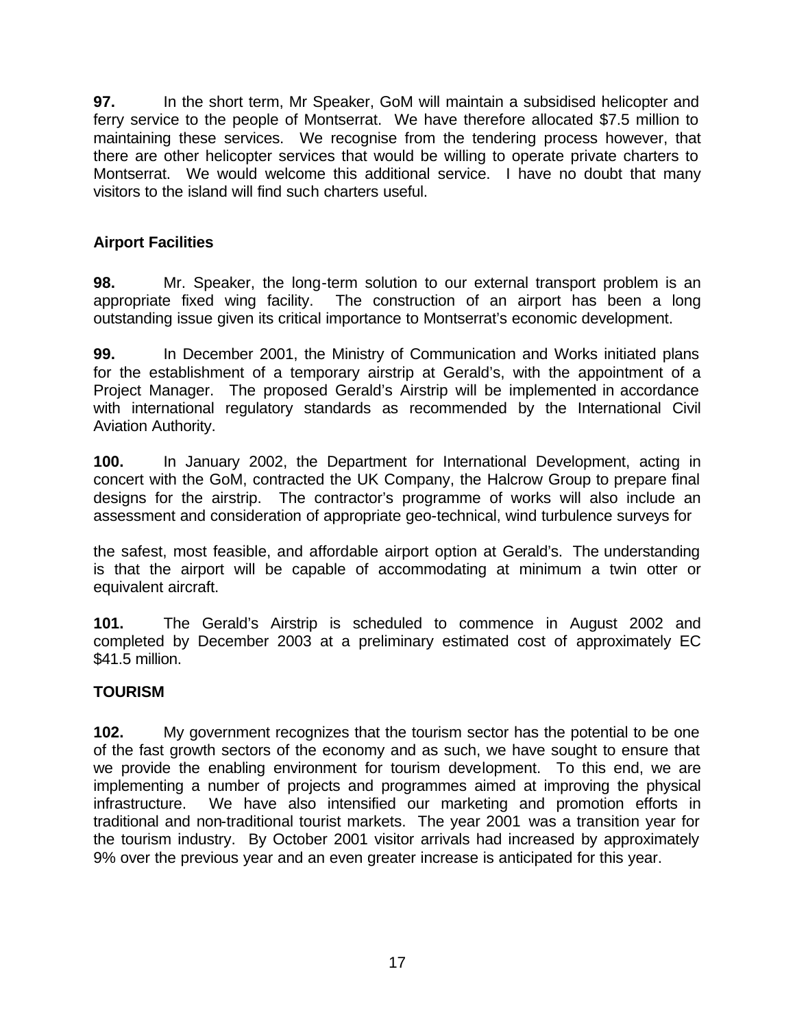**97.** In the short term, Mr Speaker, GoM will maintain a subsidised helicopter and ferry service to the people of Montserrat. We have therefore allocated $7.5 million to maintaining these services. We recognise from the tendering process however, that there are other helicopter services that would be willing to operate private charters to Montserrat. We would welcome this additional service. I have no doubt that many visitors to the island will find such charters useful.

## Airport Facilities

**98.** Mr. Speaker, the long-term solution to our external transport problem is an appropriate fixed wing facility. The construction of an airport has been a long outstanding issue given its critical importance to Montserrat's economic development.

**99.** In December 2001, the Ministry of Communication and Works initiated plans for the establishment of a temporary airstrip at Gerald's, with the appointment of a Project Manager. The proposed Gerald's Airstrip will be implemented in accordance with international regulatory standards as recommended by the International Civil Aviation Authority.

**100.** In January 2002, the Department for International Development, acting in concert with the GoM, contracted the UK Company, the Halcrow Group to prepare final designs for the airstrip. The contractor's programme of works will also include an assessment and consideration of appropriate geo-technical, wind turbulence surveys for

the safest, most feasible, and affordable airport option at Gerald's. The understanding is that the airport will be capable of accommodating at minimum a twin otter or equivalent aircraft.

**101.** The Gerald's Airstrip is scheduled to commence in August 2002 and completed by December 2003 at a preliminary estimated cost of approximately EC $41.5 million.

## TOURISM

**102.** My government recognizes that the tourism sector has the potential to be one of the fast growth sectors of the economy and as such, we have sought to ensure that we provide the enabling environment for tourism development. To this end, we are implementing a number of projects and programmes aimed at improving the physical infrastructure. We have also intensified our marketing and promotion efforts in traditional and non-traditional tourist markets. The year 2001 was a transition year for the tourism industry. By October 2001 visitor arrivals had increased by approximately 9% over the previous year and an even greater increase is anticipated for this year.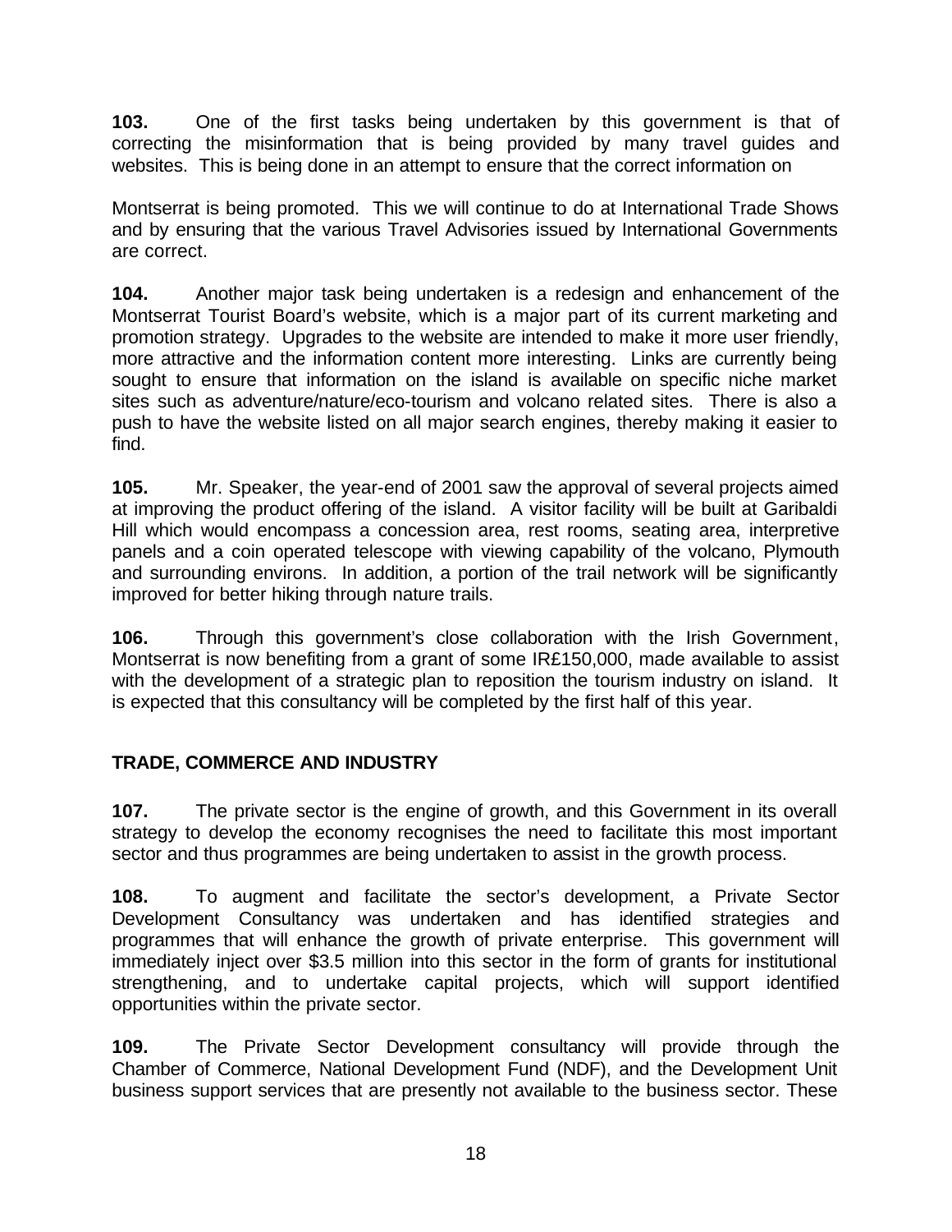**103.** One of the first tasks being undertaken by this government is that of correcting the misinformation that is being provided by many travel guides and websites. This is being done in an attempt to ensure that the correct information on

Montserrat is being promoted. This we will continue to do at International Trade Shows and by ensuring that the various Travel Advisories issued by International Governments are correct.

**104.** Another major task being undertaken is a redesign and enhancement of the Montserrat Tourist Board's website, which is a major part of its current marketing and promotion strategy. Upgrades to the website are intended to make it more user friendly, more attractive and the information content more interesting. Links are currently being sought to ensure that information on the island is available on specific niche market sites such as adventure/nature/eco-tourism and volcano related sites. There is also a push to have the website listed on all major search engines, thereby making it easier to find.

**105.** Mr. Speaker, the year-end of 2001 saw the approval of several projects aimed at improving the product offering of the island. A visitor facility will be built at Garibaldi Hill which would encompass a concession area, rest rooms, seating area, interpretive panels and a coin operated telescope with viewing capability of the volcano, Plymouth and surrounding environs. In addition, a portion of the trail network will be significantly improved for better hiking through nature trails.

**106.** Through this government's close collaboration with the Irish Government, Montserrat is now benefiting from a grant of some IR£150,000, made available to assist with the development of a strategic plan to reposition the tourism industry on island. It is expected that this consultancy will be completed by the first half of this year.

## TRADE, COMMERCE AND INDUSTRY

**107.** The private sector is the engine of growth, and this Government in its overall strategy to develop the economy recognises the need to facilitate this most important sector and thus programmes are being undertaken to assist in the growth process.

**108.** To augment and facilitate the sector's development, a Private Sector Development Consultancy was undertaken and has identified strategies and programmes that will enhance the growth of private enterprise. This government will immediately inject over $3.5 million into this sector in the form of grants for institutional strengthening, and to undertake capital projects, which will support identified opportunities within the private sector.

**109.** The Private Sector Development consultancy will provide through the Chamber of Commerce, National Development Fund (NDF), and the Development Unit business support services that are presently not available to the business sector. These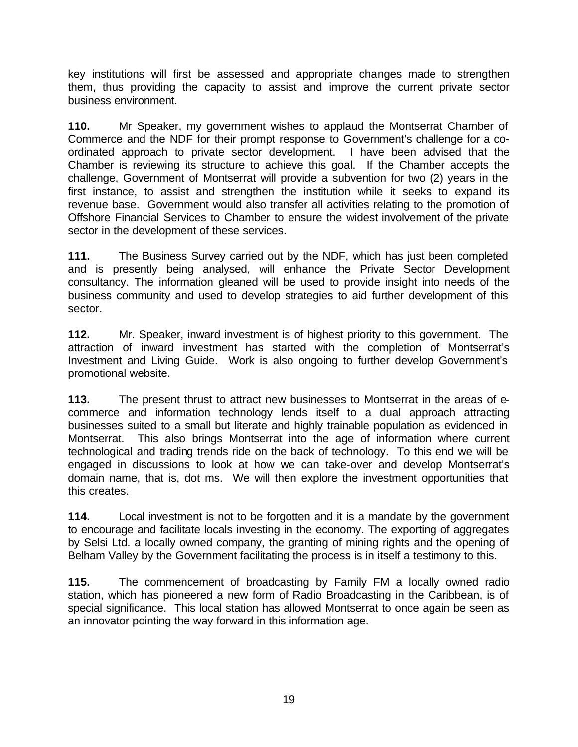key institutions will first be assessed and appropriate changes made to strengthen them, thus providing the capacity to assist and improve the current private sector business environment.

**110.** Mr Speaker, my government wishes to applaud the Montserrat Chamber of Commerce and the NDF for their prompt response to Government's challenge for a co-ordinated approach to private sector development. I have been advised that the Chamber is reviewing its structure to achieve this goal. If the Chamber accepts the challenge, Government of Montserrat will provide a subvention for two (2) years in the first instance, to assist and strengthen the institution while it seeks to expand its revenue base. Government would also transfer all activities relating to the promotion of Offshore Financial Services to Chamber to ensure the widest involvement of the private sector in the development of these services.

**111.** The Business Survey carried out by the NDF, which has just been completed and is presently being analysed, will enhance the Private Sector Development consultancy. The information gleaned will be used to provide insight into needs of the business community and used to develop strategies to aid further development of this sector.

**112.** Mr. Speaker, inward investment is of highest priority to this government. The attraction of inward investment has started with the completion of Montserrat's Investment and Living Guide. Work is also ongoing to further develop Government's promotional website.

**113.** The present thrust to attract new businesses to Montserrat in the areas of e-commerce and information technology lends itself to a dual approach attracting businesses suited to a small but literate and highly trainable population as evidenced in Montserrat. This also brings Montserrat into the age of information where current technological and trading trends ride on the back of technology. To this end we will be engaged in discussions to look at how we can take-over and develop Montserrat's domain name, that is, dot ms. We will then explore the investment opportunities that this creates.

**114.** Local investment is not to be forgotten and it is a mandate by the government to encourage and facilitate locals investing in the economy. The exporting of aggregates by Selsi Ltd. a locally owned company, the granting of mining rights and the opening of Belham Valley by the Government facilitating the process is in itself a testimony to this.

**115.** The commencement of broadcasting by Family FM a locally owned radio station, which has pioneered a new form of Radio Broadcasting in the Caribbean, is of special significance. This local station has allowed Montserrat to once again be seen as an innovator pointing the way forward in this information age.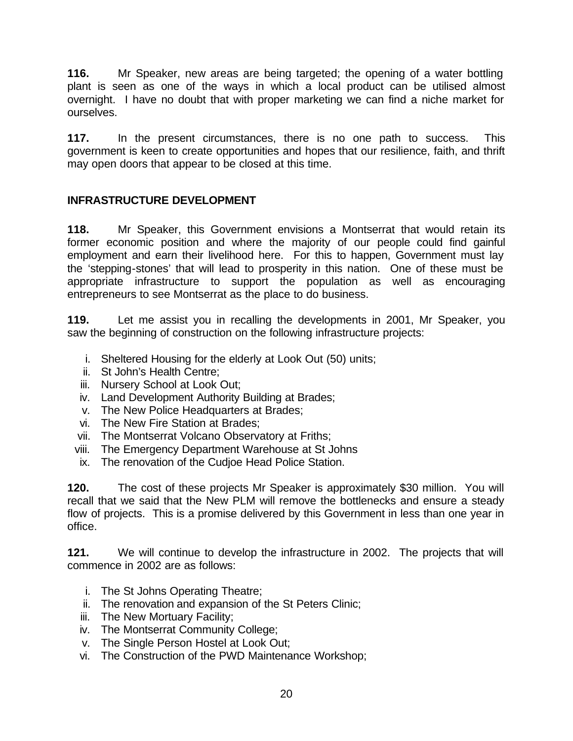**116.** Mr Speaker, new areas are being targeted; the opening of a water bottling plant is seen as one of the ways in which a local product can be utilised almost overnight. I have no doubt that with proper marketing we can find a niche market for ourselves.

**117.** In the present circumstances, there is no one path to success. This government is keen to create opportunities and hopes that our resilience, faith, and thrift may open doors that appear to be closed at this time.

**INFRASTRUCTURE DEVELOPMENT**

**118.** Mr Speaker, this Government envisions a Montserrat that would retain its former economic position and where the majority of our people could find gainful employment and earn their livelihood here. For this to happen, Government must lay the 'stepping-stones' that will lead to prosperity in this nation. One of these must be appropriate infrastructure to support the population as well as encouraging entrepreneurs to see Montserrat as the place to do business.

**119.** Let me assist you in recalling the developments in 2001, Mr Speaker, you saw the beginning of construction on the following infrastructure projects:

i. Sheltered Housing for the elderly at Look Out (50) units;
ii. St John's Health Centre;
iii. Nursery School at Look Out;
iv. Land Development Authority Building at Brades;
v. The New Police Headquarters at Brades;
vi. The New Fire Station at Brades;
vii. The Montserrat Volcano Observatory at Friths;
viii. The Emergency Department Warehouse at St Johns
ix. The renovation of the Cudjoe Head Police Station.

**120.** The cost of these projects Mr Speaker is approximately $30 million. You will recall that we said that the New PLM will remove the bottlenecks and ensure a steady flow of projects. This is a promise delivered by this Government in less than one year in office.

**121.** We will continue to develop the infrastructure in 2002. The projects that will commence in 2002 are as follows:

i. The St Johns Operating Theatre;
ii. The renovation and expansion of the St Peters Clinic;
iii. The New Mortuary Facility;
iv. The Montserrat Community College;
v. The Single Person Hostel at Look Out;
vi. The Construction of the PWD Maintenance Workshop;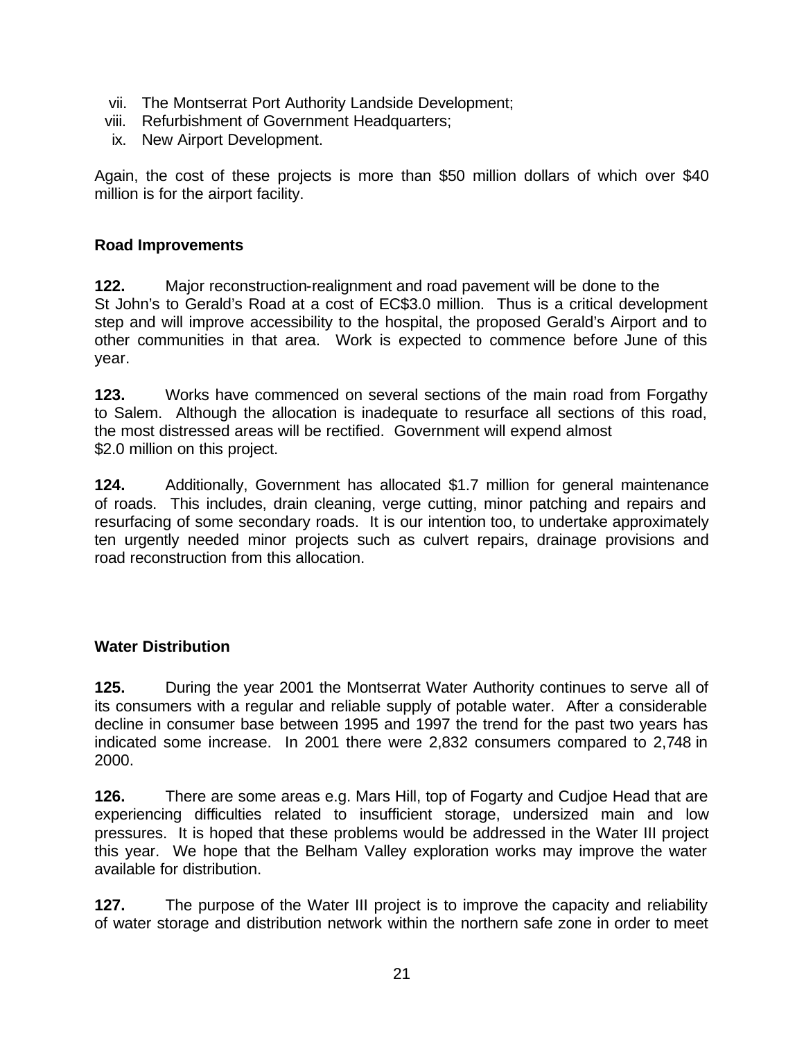vii. The Montserrat Port Authority Landside Development;
viii. Refurbishment of Government Headquarters;
ix. New Airport Development.

Again, the cost of these projects is more than $50 million dollars of which over $40 million is for the airport facility.

**Road Improvements**

**122.** Major reconstruction-realignment and road pavement will be done to the St John's to Gerald's Road at a cost of EC$3.0 million. Thus is a critical development step and will improve accessibility to the hospital, the proposed Gerald's Airport and to other communities in that area. Work is expected to commence before June of this year.

**123.** Works have commenced on several sections of the main road from Forgathy to Salem. Although the allocation is inadequate to resurface all sections of this road, the most distressed areas will be rectified. Government will expend almost $2.0 million on this project.

**124.** Additionally, Government has allocated $1.7 million for general maintenance of roads. This includes, drain cleaning, verge cutting, minor patching and repairs and resurfacing of some secondary roads. It is our intention too, to undertake approximately ten urgently needed minor projects such as culvert repairs, drainage provisions and road reconstruction from this allocation.

**Water Distribution**

**125.** During the year 2001 the Montserrat Water Authority continues to serve all of its consumers with a regular and reliable supply of potable water. After a considerable decline in consumer base between 1995 and 1997 the trend for the past two years has indicated some increase. In 2001 there were 2,832 consumers compared to 2,748 in 2000.

**126.** There are some areas e.g. Mars Hill, top of Fogarty and Cudjoe Head that are experiencing difficulties related to insufficient storage, undersized main and low pressures. It is hoped that these problems would be addressed in the Water III project this year. We hope that the Belham Valley exploration works may improve the water available for distribution.

**127.** The purpose of the Water III project is to improve the capacity and reliability of water storage and distribution network within the northern safe zone in order to meet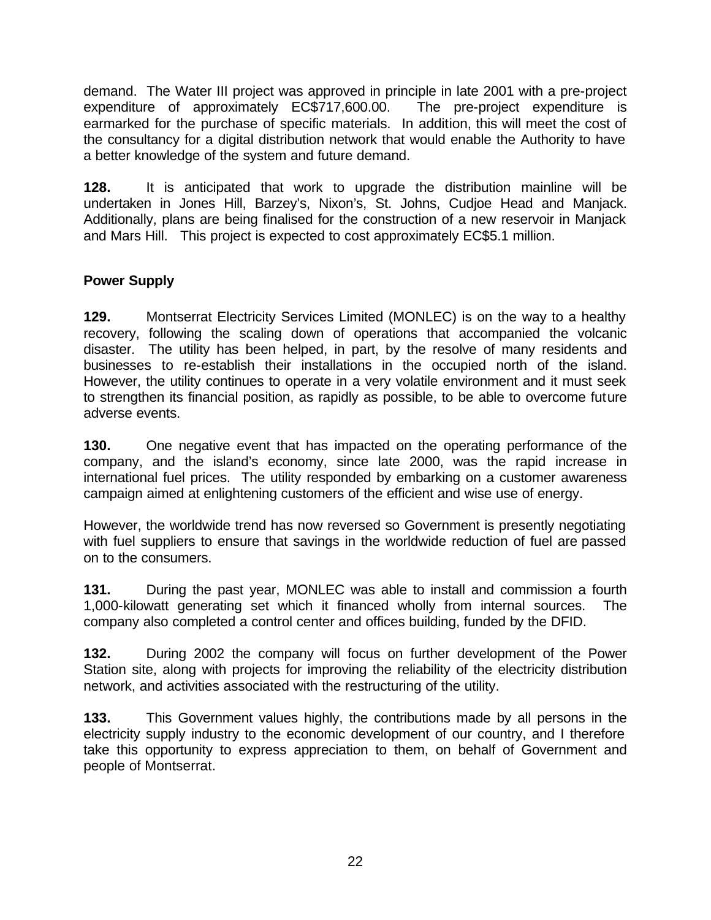demand. The Water III project was approved in principle in late 2001 with a pre-project expenditure of approximately EC$717,600.00. The pre-project expenditure is earmarked for the purchase of specific materials. In addition, this will meet the cost of the consultancy for a digital distribution network that would enable the Authority to have a better knowledge of the system and future demand.

**128.** It is anticipated that work to upgrade the distribution mainline will be undertaken in Jones Hill, Barzey's, Nixon's, St. Johns, Cudjoe Head and Manjack. Additionally, plans are being finalised for the construction of a new reservoir in Manjack and Mars Hill. This project is expected to cost approximately EC$5.1 million.

**Power Supply**

**129.** Montserrat Electricity Services Limited (MONLEC) is on the way to a healthy recovery, following the scaling down of operations that accompanied the volcanic disaster. The utility has been helped, in part, by the resolve of many residents and businesses to re-establish their installations in the occupied north of the island. However, the utility continues to operate in a very volatile environment and it must seek to strengthen its financial position, as rapidly as possible, to be able to overcome future adverse events.

**130.** One negative event that has impacted on the operating performance of the company, and the island's economy, since late 2000, was the rapid increase in international fuel prices. The utility responded by embarking on a customer awareness campaign aimed at enlightening customers of the efficient and wise use of energy.

However, the worldwide trend has now reversed so Government is presently negotiating with fuel suppliers to ensure that savings in the worldwide reduction of fuel are passed on to the consumers.

**131.** During the past year, MONLEC was able to install and commission a fourth 1,000-kilowatt generating set which it financed wholly from internal sources. The company also completed a control center and offices building, funded by the DFID.

**132.** During 2002 the company will focus on further development of the Power Station site, along with projects for improving the reliability of the electricity distribution network, and activities associated with the restructuring of the utility.

**133.** This Government values highly, the contributions made by all persons in the electricity supply industry to the economic development of our country, and I therefore take this opportunity to express appreciation to them, on behalf of Government and people of Montserrat.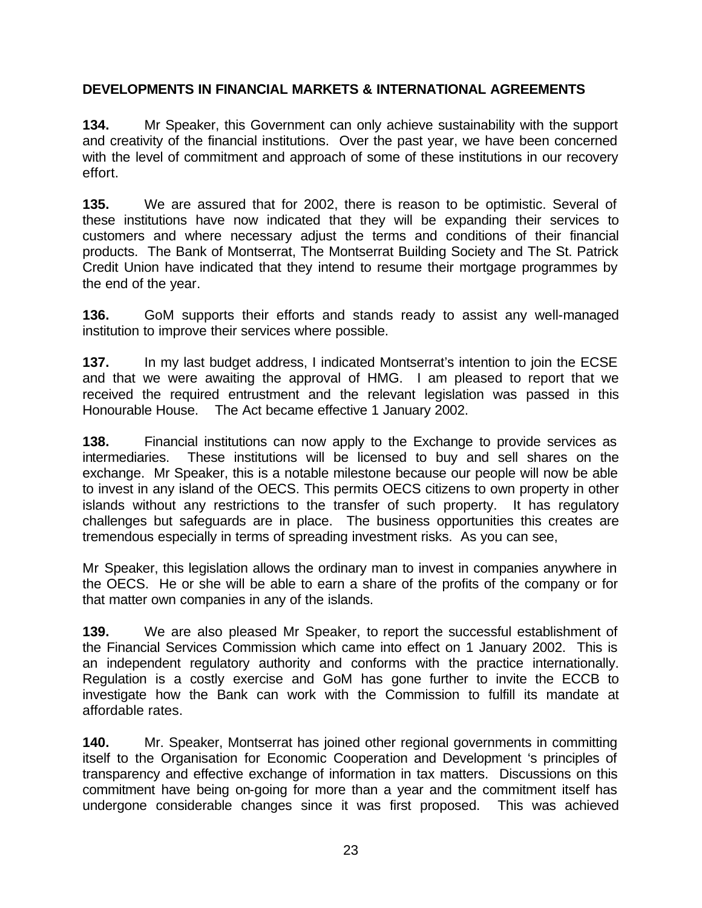## DEVELOPMENTS IN FINANCIAL MARKETS & INTERNATIONAL AGREEMENTS

**134.** Mr Speaker, this Government can only achieve sustainability with the support and creativity of the financial institutions. Over the past year, we have been concerned with the level of commitment and approach of some of these institutions in our recovery effort.

**135.** We are assured that for 2002, there is reason to be optimistic. Several of these institutions have now indicated that they will be expanding their services to customers and where necessary adjust the terms and conditions of their financial products. The Bank of Montserrat, The Montserrat Building Society and The St. Patrick Credit Union have indicated that they intend to resume their mortgage programmes by the end of the year.

**136.** GoM supports their efforts and stands ready to assist any well-managed institution to improve their services where possible.

**137.** In my last budget address, I indicated Montserrat's intention to join the ECSE and that we were awaiting the approval of HMG. I am pleased to report that we received the required entrustment and the relevant legislation was passed in this Honourable House. The Act became effective 1 January 2002.

**138.** Financial institutions can now apply to the Exchange to provide services as intermediaries. These institutions will be licensed to buy and sell shares on the exchange. Mr Speaker, this is a notable milestone because our people will now be able to invest in any island of the OECS. This permits OECS citizens to own property in other islands without any restrictions to the transfer of such property. It has regulatory challenges but safeguards are in place. The business opportunities this creates are tremendous especially in terms of spreading investment risks. As you can see,

Mr Speaker, this legislation allows the ordinary man to invest in companies anywhere in the OECS. He or she will be able to earn a share of the profits of the company or for that matter own companies in any of the islands.

**139.** We are also pleased Mr Speaker, to report the successful establishment of the Financial Services Commission which came into effect on 1 January 2002. This is an independent regulatory authority and conforms with the practice internationally. Regulation is a costly exercise and GoM has gone further to invite the ECCB to investigate how the Bank can work with the Commission to fulfill its mandate at affordable rates.

**140.** Mr. Speaker, Montserrat has joined other regional governments in committing itself to the Organisation for Economic Cooperation and Development 's principles of transparency and effective exchange of information in tax matters. Discussions on this commitment have being on-going for more than a year and the commitment itself has undergone considerable changes since it was first proposed. This was achieved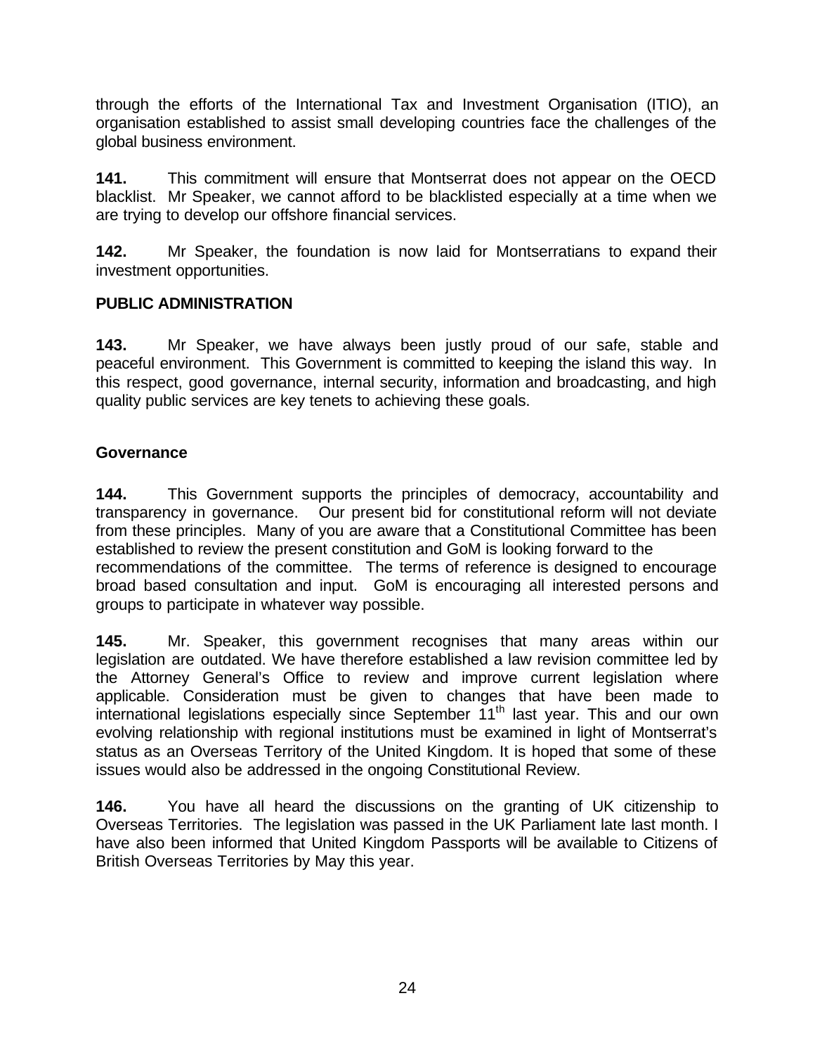through the efforts of the International Tax and Investment Organisation (ITIO), an organisation established to assist small developing countries face the challenges of the global business environment.

**141.** This commitment will ensure that Montserrat does not appear on the OECD blacklist. Mr Speaker, we cannot afford to be blacklisted especially at a time when we are trying to develop our offshore financial services.

**142.** Mr Speaker, the foundation is now laid for Montserratians to expand their investment opportunities.

**PUBLIC ADMINISTRATION**

**143.** Mr Speaker, we have always been justly proud of our safe, stable and peaceful environment. This Government is committed to keeping the island this way. In this respect, good governance, internal security, information and broadcasting, and high quality public services are key tenets to achieving these goals.

**Governance**

**144.** This Government supports the principles of democracy, accountability and transparency in governance. Our present bid for constitutional reform will not deviate from these principles. Many of you are aware that a Constitutional Committee has been established to review the present constitution and GoM is looking forward to the recommendations of the committee. The terms of reference is designed to encourage broad based consultation and input. GoM is encouraging all interested persons and groups to participate in whatever way possible.

**145.** Mr. Speaker, this government recognises that many areas within our legislation are outdated. We have therefore established a law revision committee led by the Attorney General's Office to review and improve current legislation where applicable. Consideration must be given to changes that have been made to international legislations especially since September 11th last year. This and our own evolving relationship with regional institutions must be examined in light of Montserrat's status as an Overseas Territory of the United Kingdom. It is hoped that some of these issues would also be addressed in the ongoing Constitutional Review.

**146.** You have all heard the discussions on the granting of UK citizenship to Overseas Territories. The legislation was passed in the UK Parliament late last month. I have also been informed that United Kingdom Passports will be available to Citizens of British Overseas Territories by May this year.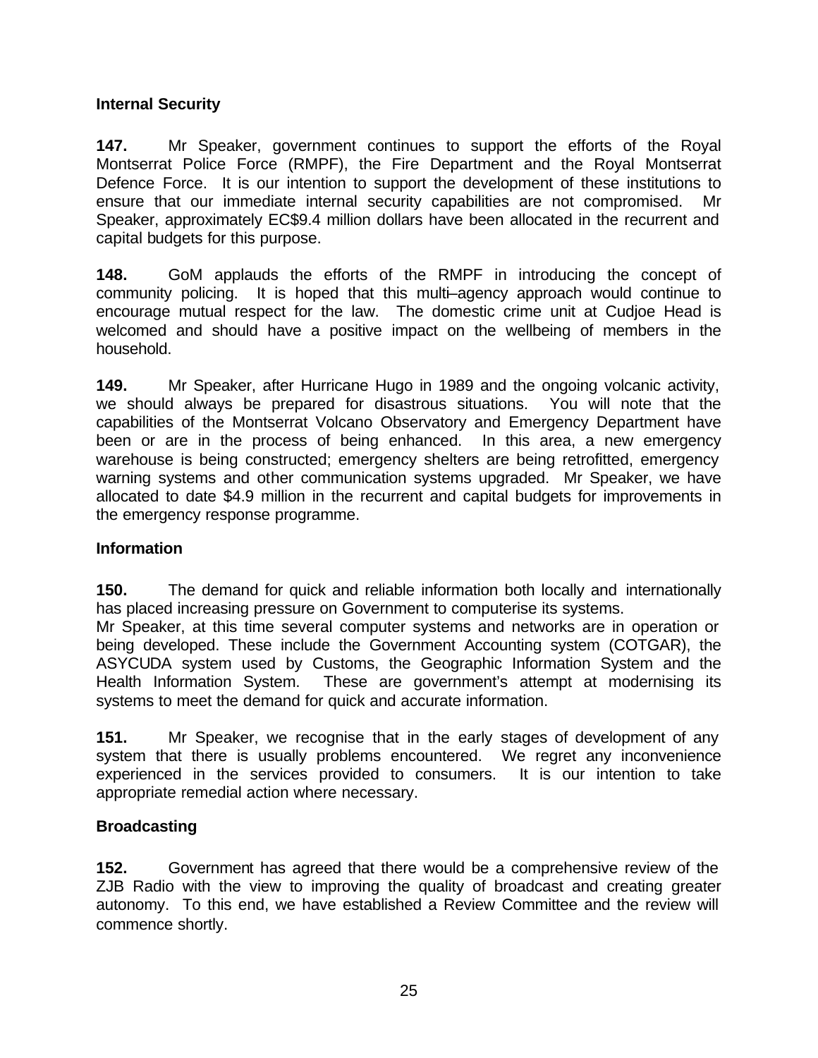## Internal Security

**147.** Mr Speaker, government continues to support the efforts of the Royal Montserrat Police Force (RMPF), the Fire Department and the Royal Montserrat Defence Force. It is our intention to support the development of these institutions to ensure that our immediate internal security capabilities are not compromised. Mr Speaker, approximately EC$9.4 million dollars have been allocated in the recurrent and capital budgets for this purpose.

**148.** GoM applauds the efforts of the RMPF in introducing the concept of community policing. It is hoped that this multi–agency approach would continue to encourage mutual respect for the law. The domestic crime unit at Cudjoe Head is welcomed and should have a positive impact on the wellbeing of members in the household.

**149.** Mr Speaker, after Hurricane Hugo in 1989 and the ongoing volcanic activity, we should always be prepared for disastrous situations. You will note that the capabilities of the Montserrat Volcano Observatory and Emergency Department have been or are in the process of being enhanced. In this area, a new emergency warehouse is being constructed; emergency shelters are being retrofitted, emergency warning systems and other communication systems upgraded. Mr Speaker, we have allocated to date $4.9 million in the recurrent and capital budgets for improvements in the emergency response programme.

## Information

**150.** The demand for quick and reliable information both locally and internationally has placed increasing pressure on Government to computerise its systems.
Mr Speaker, at this time several computer systems and networks are in operation or being developed. These include the Government Accounting system (COTGAR), the ASYCUDA system used by Customs, the Geographic Information System and the Health Information System. These are government's attempt at modernising its systems to meet the demand for quick and accurate information.

**151.** Mr Speaker, we recognise that in the early stages of development of any system that there is usually problems encountered. We regret any inconvenience experienced in the services provided to consumers. It is our intention to take appropriate remedial action where necessary.

## Broadcasting

**152.** Government has agreed that there would be a comprehensive review of the ZJB Radio with the view to improving the quality of broadcast and creating greater autonomy. To this end, we have established a Review Committee and the review will commence shortly.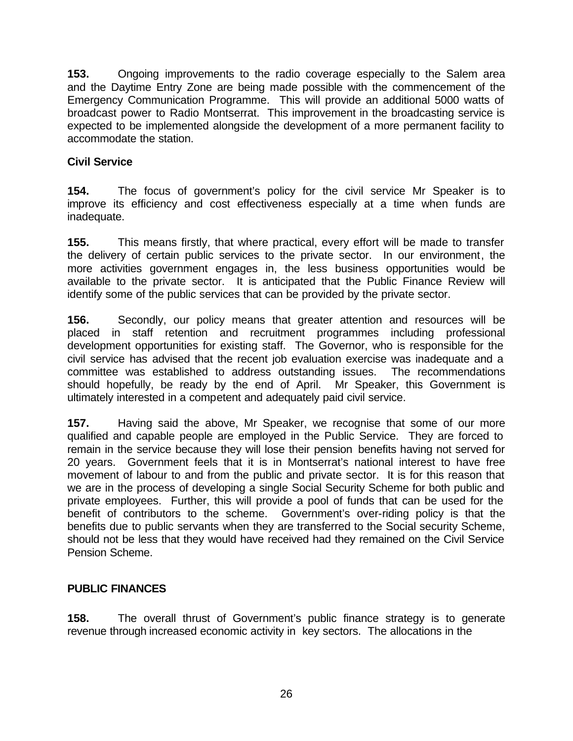**153.** Ongoing improvements to the radio coverage especially to the Salem area and the Daytime Entry Zone are being made possible with the commencement of the Emergency Communication Programme. This will provide an additional 5000 watts of broadcast power to Radio Montserrat. This improvement in the broadcasting service is expected to be implemented alongside the development of a more permanent facility to accommodate the station.

### Civil Service

**154.** The focus of government's policy for the civil service Mr Speaker is to improve its efficiency and cost effectiveness especially at a time when funds are inadequate.

**155.** This means firstly, that where practical, every effort will be made to transfer the delivery of certain public services to the private sector. In our environment, the more activities government engages in, the less business opportunities would be available to the private sector. It is anticipated that the Public Finance Review will identify some of the public services that can be provided by the private sector.

**156.** Secondly, our policy means that greater attention and resources will be placed in staff retention and recruitment programmes including professional development opportunities for existing staff. The Governor, who is responsible for the civil service has advised that the recent job evaluation exercise was inadequate and a committee was established to address outstanding issues. The recommendations should hopefully, be ready by the end of April. Mr Speaker, this Government is ultimately interested in a competent and adequately paid civil service.

**157.** Having said the above, Mr Speaker, we recognise that some of our more qualified and capable people are employed in the Public Service. They are forced to remain in the service because they will lose their pension benefits having not served for 20 years. Government feels that it is in Montserrat's national interest to have free movement of labour to and from the public and private sector. It is for this reason that we are in the process of developing a single Social Security Scheme for both public and private employees. Further, this will provide a pool of funds that can be used for the benefit of contributors to the scheme. Government's over-riding policy is that the benefits due to public servants when they are transferred to the Social security Scheme, should not be less that they would have received had they remained on the Civil Service Pension Scheme.

## PUBLIC FINANCES

**158.** The overall thrust of Government's public finance strategy is to generate revenue through increased economic activity in key sectors. The allocations in the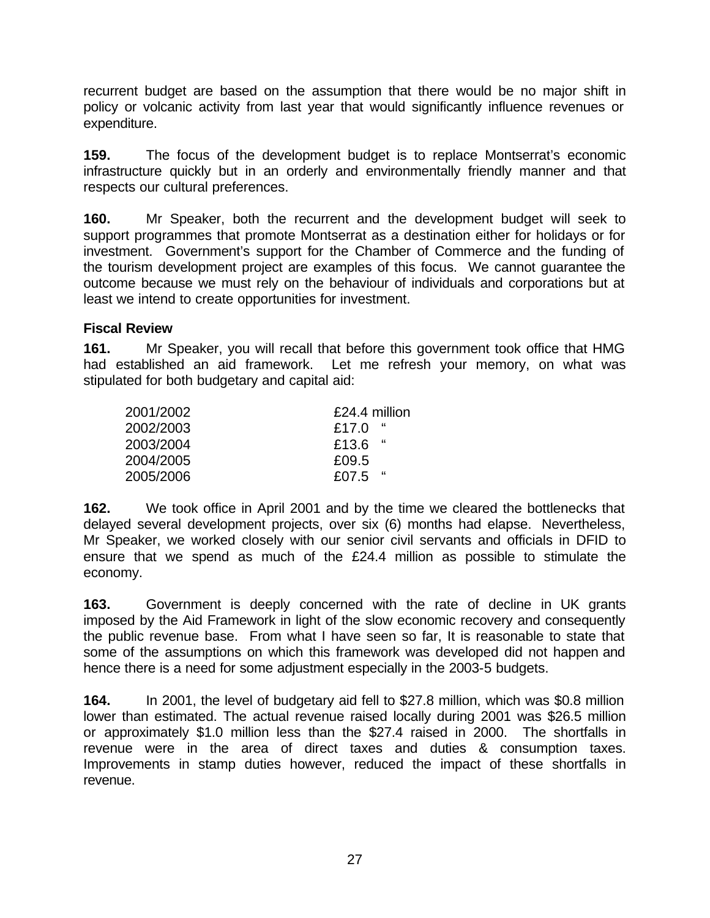recurrent budget are based on the assumption that there would be no major shift in policy or volcanic activity from last year that would significantly influence revenues or expenditure.

**159.** The focus of the development budget is to replace Montserrat's economic infrastructure quickly but in an orderly and environmentally friendly manner and that respects our cultural preferences.

**160.** Mr Speaker, both the recurrent and the development budget will seek to support programmes that promote Montserrat as a destination either for holidays or for investment. Government's support for the Chamber of Commerce and the funding of the tourism development project are examples of this focus. We cannot guarantee the outcome because we must rely on the behaviour of individuals and corporations but at least we intend to create opportunities for investment.

**Fiscal Review**

**161.** Mr Speaker, you will recall that before this government took office that HMG had established an aid framework. Let me refresh your memory, on what was stipulated for both budgetary and capital aid:

| | |
|---|---|
| 2001/2002 | £24.4 million |
| 2002/2003 | £17.0 " |
| 2003/2004 | £13.6 " |
| 2004/2005 | £09.5 |
| 2005/2006 | £07.5 " |

**162.** We took office in April 2001 and by the time we cleared the bottlenecks that delayed several development projects, over six (6) months had elapse. Nevertheless, Mr Speaker, we worked closely with our senior civil servants and officials in DFID to ensure that we spend as much of the £24.4 million as possible to stimulate the economy.

**163.** Government is deeply concerned with the rate of decline in UK grants imposed by the Aid Framework in light of the slow economic recovery and consequently the public revenue base. From what I have seen so far, It is reasonable to state that some of the assumptions on which this framework was developed did not happen and hence there is a need for some adjustment especially in the 2003-5 budgets.

**164.** In 2001, the level of budgetary aid fell to $27.8 million, which was $0.8 million lower than estimated. The actual revenue raised locally during 2001 was $26.5 million or approximately $1.0 million less than the $27.4 raised in 2000. The shortfalls in revenue were in the area of direct taxes and duties & consumption taxes. Improvements in stamp duties however, reduced the impact of these shortfalls in revenue.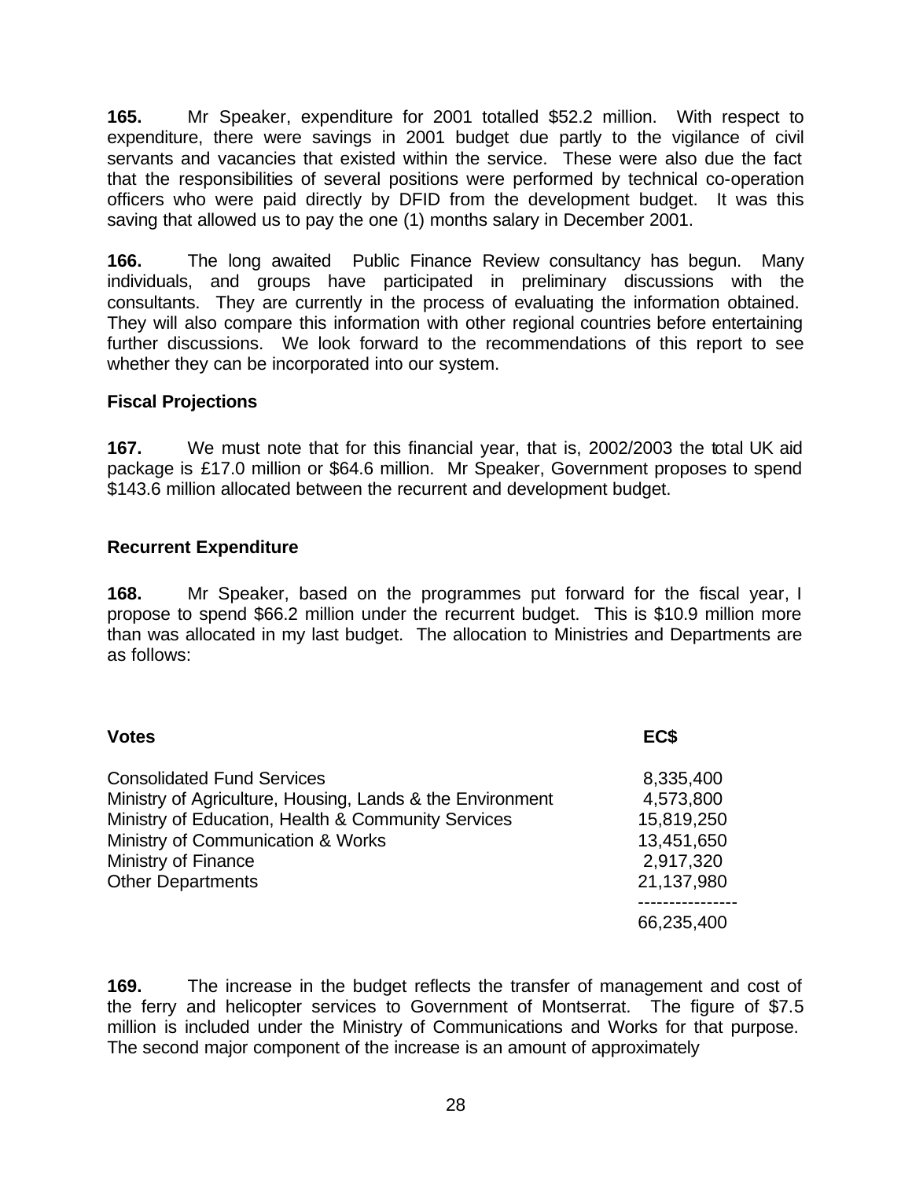**165.** Mr Speaker, expenditure for 2001 totalled $52.2 million. With respect to expenditure, there were savings in 2001 budget due partly to the vigilance of civil servants and vacancies that existed within the service. These were also due the fact that the responsibilities of several positions were performed by technical co-operation officers who were paid directly by DFID from the development budget. It was this saving that allowed us to pay the one (1) months salary in December 2001.

**166.** The long awaited Public Finance Review consultancy has begun. Many individuals, and groups have participated in preliminary discussions with the consultants. They are currently in the process of evaluating the information obtained. They will also compare this information with other regional countries before entertaining further discussions. We look forward to the recommendations of this report to see whether they can be incorporated into our system.

### Fiscal Projections

**167.** We must note that for this financial year, that is, 2002/2003 the total UK aid package is £17.0 million or $64.6 million. Mr Speaker, Government proposes to spend $143.6 million allocated between the recurrent and development budget.

### Recurrent Expenditure

**168.** Mr Speaker, based on the programmes put forward for the fiscal year, I propose to spend $66.2 million under the recurrent budget. This is $10.9 million more than was allocated in my last budget. The allocation to Ministries and Departments are as follows:

| Votes | EC$ |
|---|---|
| Consolidated Fund Services | 8,335,400 |
| Ministry of Agriculture, Housing, Lands & the Environment | 4,573,800 |
| Ministry of Education, Health & Community Services | 15,819,250 |
| Ministry of Communication & Works | 13,451,650 |
| Ministry of Finance | 2,917,320 |
| Other Departments | 21,137,980 |
| | 66,235,400 |

**169.** The increase in the budget reflects the transfer of management and cost of the ferry and helicopter services to Government of Montserrat. The figure of $7.5 million is included under the Ministry of Communications and Works for that purpose. The second major component of the increase is an amount of approximately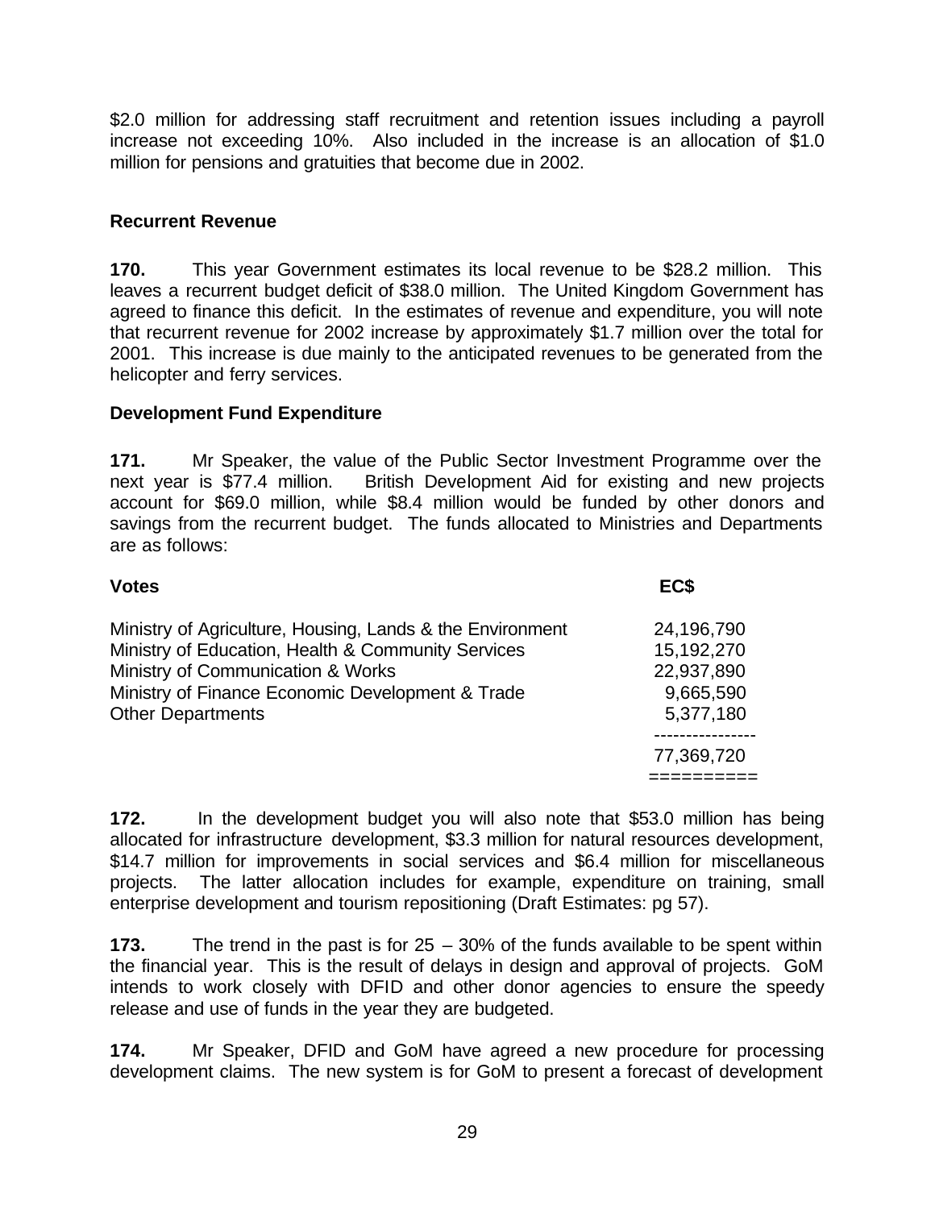$2.0 million for addressing staff recruitment and retention issues including a payroll increase not exceeding 10%. Also included in the increase is an allocation of $1.0 million for pensions and gratuities that become due in 2002.

**Recurrent Revenue**

**170.** This year Government estimates its local revenue to be $28.2 million. This leaves a recurrent budget deficit of $38.0 million. The United Kingdom Government has agreed to finance this deficit. In the estimates of revenue and expenditure, you will note that recurrent revenue for 2002 increase by approximately $1.7 million over the total for 2001. This increase is due mainly to the anticipated revenues to be generated from the helicopter and ferry services.

**Development Fund Expenditure**

**171.** Mr Speaker, the value of the Public Sector Investment Programme over the next year is $77.4 million. British Development Aid for existing and new projects account for $69.0 million, while $8.4 million would be funded by other donors and savings from the recurrent budget. The funds allocated to Ministries and Departments are as follows:

| **Votes** | **EC$** |
|---|---|
| Ministry of Agriculture, Housing, Lands & the Environment | 24,196,790 |
| Ministry of Education, Health & Community Services | 15,192,270 |
| Ministry of Communication & Works | 22,937,890 |
| Ministry of Finance Economic Development & Trade | 9,665,590 |
| Other Departments | 5,377,180 |
| | 77,369,720 |

**172.** In the development budget you will also note that $53.0 million has being allocated for infrastructure development, $3.3 million for natural resources development, $14.7 million for improvements in social services and $6.4 million for miscellaneous projects. The latter allocation includes for example, expenditure on training, small enterprise development and tourism repositioning (Draft Estimates: pg 57).

**173.** The trend in the past is for 25 – 30% of the funds available to be spent within the financial year. This is the result of delays in design and approval of projects. GoM intends to work closely with DFID and other donor agencies to ensure the speedy release and use of funds in the year they are budgeted.

**174.** Mr Speaker, DFID and GoM have agreed a new procedure for processing development claims. The new system is for GoM to present a forecast of development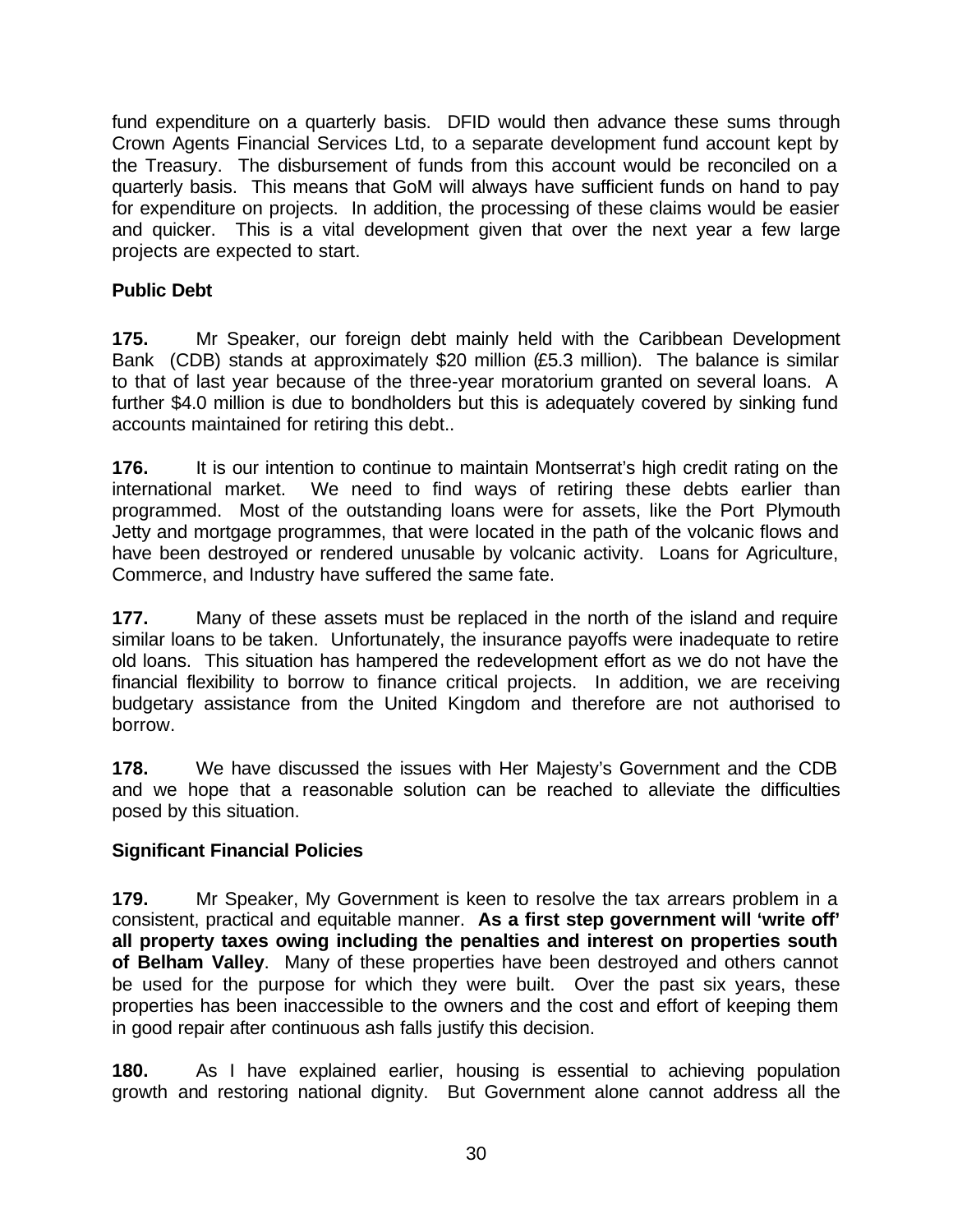fund expenditure on a quarterly basis. DFID would then advance these sums through Crown Agents Financial Services Ltd, to a separate development fund account kept by the Treasury. The disbursement of funds from this account would be reconciled on a quarterly basis. This means that GoM will always have sufficient funds on hand to pay for expenditure on projects. In addition, the processing of these claims would be easier and quicker. This is a vital development given that over the next year a few large projects are expected to start.

**Public Debt**

**175.** Mr Speaker, our foreign debt mainly held with the Caribbean Development Bank (CDB) stands at approximately $20 million (£5.3 million). The balance is similar to that of last year because of the three-year moratorium granted on several loans. A further $4.0 million is due to bondholders but this is adequately covered by sinking fund accounts maintained for retiring this debt..

**176.** It is our intention to continue to maintain Montserrat's high credit rating on the international market. We need to find ways of retiring these debts earlier than programmed. Most of the outstanding loans were for assets, like the Port Plymouth Jetty and mortgage programmes, that were located in the path of the volcanic flows and have been destroyed or rendered unusable by volcanic activity. Loans for Agriculture, Commerce, and Industry have suffered the same fate.

**177.** Many of these assets must be replaced in the north of the island and require similar loans to be taken. Unfortunately, the insurance payoffs were inadequate to retire old loans. This situation has hampered the redevelopment effort as we do not have the financial flexibility to borrow to finance critical projects. In addition, we are receiving budgetary assistance from the United Kingdom and therefore are not authorised to borrow.

**178.** We have discussed the issues with Her Majesty's Government and the CDB and we hope that a reasonable solution can be reached to alleviate the difficulties posed by this situation.

**Significant Financial Policies**

**179.** Mr Speaker, My Government is keen to resolve the tax arrears problem in a consistent, practical and equitable manner. **As a first step government will 'write off' all property taxes owing including the penalties and interest on properties south of Belham Valley**. Many of these properties have been destroyed and others cannot be used for the purpose for which they were built. Over the past six years, these properties has been inaccessible to the owners and the cost and effort of keeping them in good repair after continuous ash falls justify this decision.

**180.** As I have explained earlier, housing is essential to achieving population growth and restoring national dignity. But Government alone cannot address all the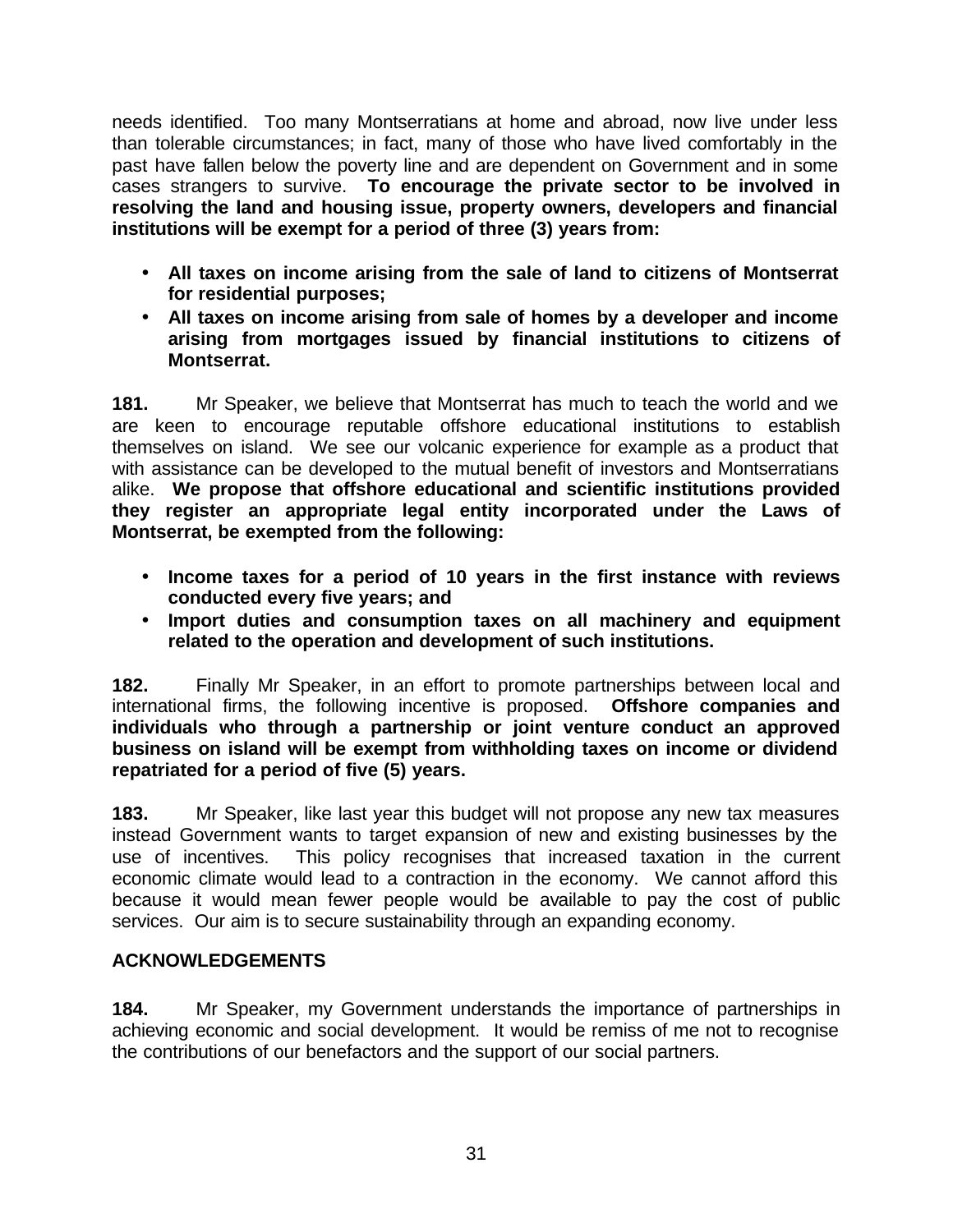needs identified. Too many Montserratians at home and abroad, now live under less than tolerable circumstances; in fact, many of those who have lived comfortably in the past have fallen below the poverty line and are dependent on Government and in some cases strangers to survive. **To encourage the private sector to be involved in resolving the land and housing issue, property owners, developers and financial institutions will be exempt for a period of three (3) years from:**

- **All taxes on income arising from the sale of land to citizens of Montserrat for residential purposes;**
- **All taxes on income arising from sale of homes by a developer and income arising from mortgages issued by financial institutions to citizens of Montserrat.**

**181.** Mr Speaker, we believe that Montserrat has much to teach the world and we are keen to encourage reputable offshore educational institutions to establish themselves on island. We see our volcanic experience for example as a product that with assistance can be developed to the mutual benefit of investors and Montserratians alike. **We propose that offshore educational and scientific institutions provided they register an appropriate legal entity incorporated under the Laws of Montserrat, be exempted from the following:**

- **Income taxes for a period of 10 years in the first instance with reviews conducted every five years; and**
- **Import duties and consumption taxes on all machinery and equipment related to the operation and development of such institutions.**

**182.** Finally Mr Speaker, in an effort to promote partnerships between local and international firms, the following incentive is proposed. **Offshore companies and individuals who through a partnership or joint venture conduct an approved business on island will be exempt from withholding taxes on income or dividend repatriated for a period of five (5) years.**

**183.** Mr Speaker, like last year this budget will not propose any new tax measures instead Government wants to target expansion of new and existing businesses by the use of incentives. This policy recognises that increased taxation in the current economic climate would lead to a contraction in the economy. We cannot afford this because it would mean fewer people would be available to pay the cost of public services. Our aim is to secure sustainability through an expanding economy.

## ACKNOWLEDGEMENTS

**184.** Mr Speaker, my Government understands the importance of partnerships in achieving economic and social development. It would be remiss of me not to recognise the contributions of our benefactors and the support of our social partners.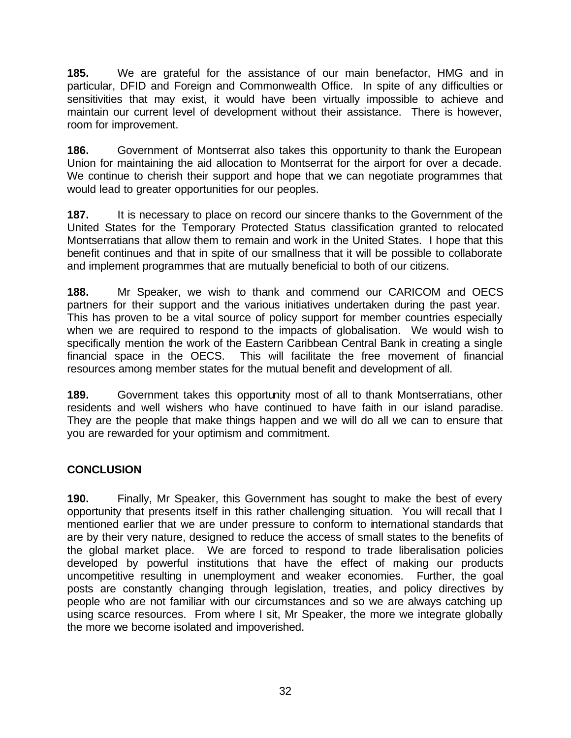**185.** We are grateful for the assistance of our main benefactor, HMG and in particular, DFID and Foreign and Commonwealth Office. In spite of any difficulties or sensitivities that may exist, it would have been virtually impossible to achieve and maintain our current level of development without their assistance. There is however, room for improvement.

**186.** Government of Montserrat also takes this opportunity to thank the European Union for maintaining the aid allocation to Montserrat for the airport for over a decade. We continue to cherish their support and hope that we can negotiate programmes that would lead to greater opportunities for our peoples.

**187.** It is necessary to place on record our sincere thanks to the Government of the United States for the Temporary Protected Status classification granted to relocated Montserratians that allow them to remain and work in the United States. I hope that this benefit continues and that in spite of our smallness that it will be possible to collaborate and implement programmes that are mutually beneficial to both of our citizens.

**188.** Mr Speaker, we wish to thank and commend our CARICOM and OECS partners for their support and the various initiatives undertaken during the past year. This has proven to be a vital source of policy support for member countries especially when we are required to respond to the impacts of globalisation. We would wish to specifically mention the work of the Eastern Caribbean Central Bank in creating a single financial space in the OECS. This will facilitate the free movement of financial resources among member states for the mutual benefit and development of all.

**189.** Government takes this opportunity most of all to thank Montserratians, other residents and well wishers who have continued to have faith in our island paradise. They are the people that make things happen and we will do all we can to ensure that you are rewarded for your optimism and commitment.

## CONCLUSION

**190.** Finally, Mr Speaker, this Government has sought to make the best of every opportunity that presents itself in this rather challenging situation. You will recall that I mentioned earlier that we are under pressure to conform to international standards that are by their very nature, designed to reduce the access of small states to the benefits of the global market place. We are forced to respond to trade liberalisation policies developed by powerful institutions that have the effect of making our products uncompetitive resulting in unemployment and weaker economies. Further, the goal posts are constantly changing through legislation, treaties, and policy directives by people who are not familiar with our circumstances and so we are always catching up using scarce resources. From where I sit, Mr Speaker, the more we integrate globally the more we become isolated and impoverished.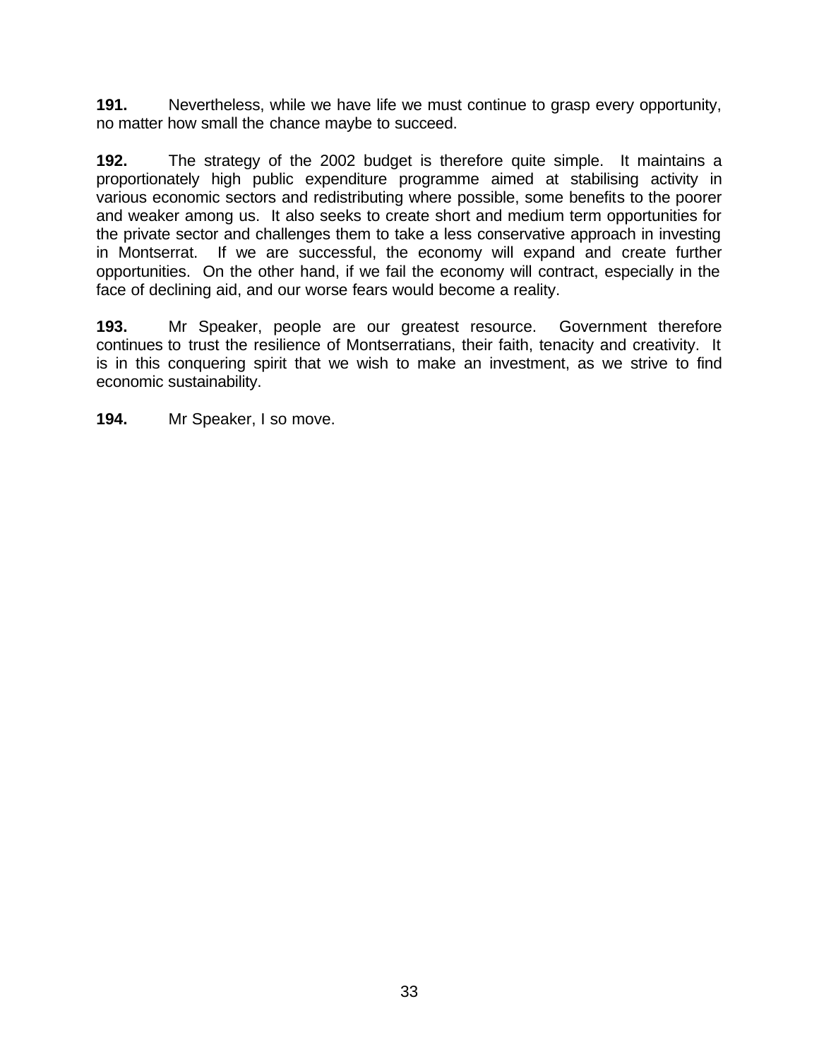**191.** Nevertheless, while we have life we must continue to grasp every opportunity, no matter how small the chance maybe to succeed.

**192.** The strategy of the 2002 budget is therefore quite simple. It maintains a proportionately high public expenditure programme aimed at stabilising activity in various economic sectors and redistributing where possible, some benefits to the poorer and weaker among us. It also seeks to create short and medium term opportunities for the private sector and challenges them to take a less conservative approach in investing in Montserrat. If we are successful, the economy will expand and create further opportunities. On the other hand, if we fail the economy will contract, especially in the face of declining aid, and our worse fears would become a reality.

**193.** Mr Speaker, people are our greatest resource. Government therefore continues to trust the resilience of Montserratians, their faith, tenacity and creativity. It is in this conquering spirit that we wish to make an investment, as we strive to find economic sustainability.

**194.** Mr Speaker, I so move.